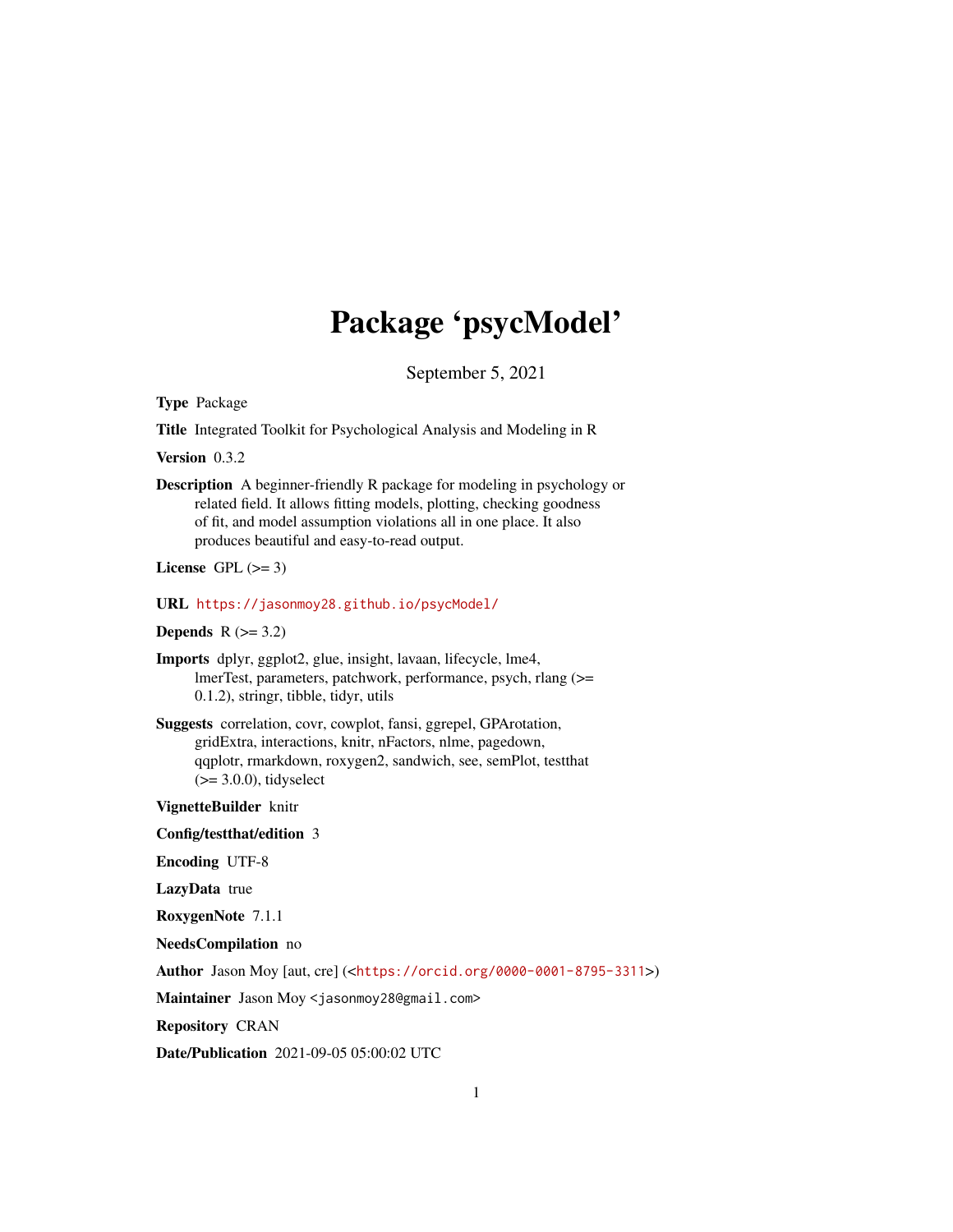# Package 'psycModel'

September 5, 2021

**Type** Package

**Title** Integrated Toolkit for Psychological Analysis and Modeling in R

**Version** 0.3.2

**Description** A beginner-friendly R package for modeling in psychology or related field. It allows fitting models, plotting, checking goodness of fit, and model assumption violations all in one place. It also produces beautiful and easy-to-read output.

**License** GPL (>= 3)

**URL** https://jasonmoy28.github.io/psycModel/

**Depends** R (>= 3.2)

**Imports** dplyr, ggplot2, glue, insight, lavaan, lifecycle, lme4, lmerTest, parameters, patchwork, performance, psych, rlang (>= 0.1.2), stringr, tibble, tidyr, utils

**Suggests** correlation, covr, cowplot, fansi, ggrepel, GPArotation, gridExtra, interactions, knitr, nFactors, nlme, pagedown, qqplotr, rmarkdown, roxygen2, sandwich, see, semPlot, testthat (>= 3.0.0), tidyselect

**VignetteBuilder** knitr

**Config/testthat/edition** 3

**Encoding** UTF-8

**LazyData** true

**RoxygenNote** 7.1.1

**NeedsCompilation** no

**Author** Jason Moy [aut, cre] (<https://orcid.org/0000-0001-8795-3311>)

**Maintainer** Jason Moy <jasonmoy28@gmail.com>

**Repository** CRAN

**Date/Publication** 2021-09-05 05:00:02 UTC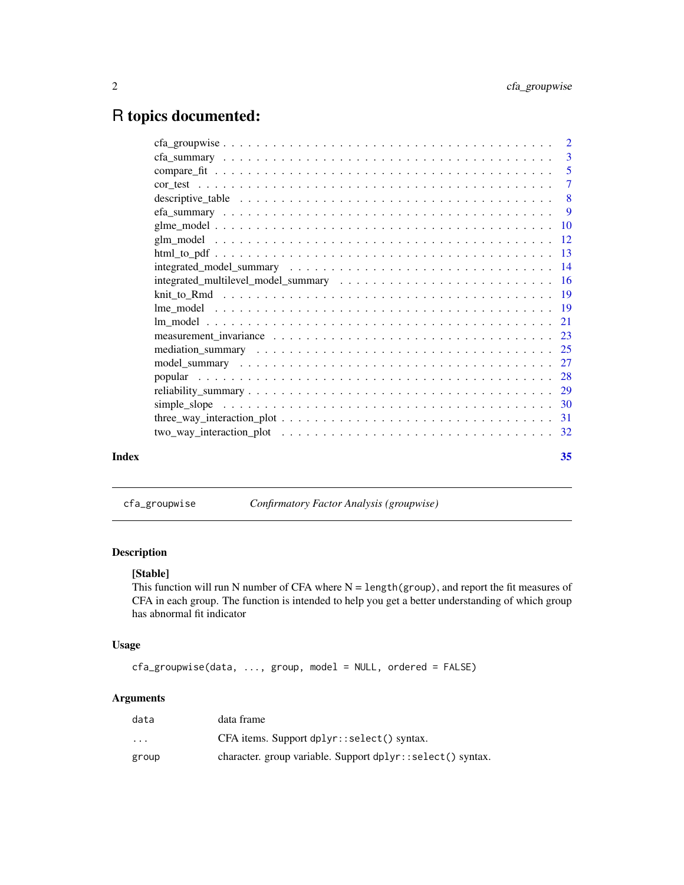# R topics documented:

| | |
|---|---|
| cfa_groupwise | 2 |
| cfa_summary | 3 |
| compare_fit | 5 |
| cor_test | 7 |
| descriptive_table | 8 |
| efa_summary | 9 |
| glme_model | 10 |
| glm_model | 12 |
| html_to_pdf | 13 |
| integrated_model_summary | 14 |
| integrated_multilevel_model_summary | 16 |
| knit_to_Rmd | 19 |
| lme_model | 19 |
| lm_model | 21 |
| measurement_invariance | 23 |
| mediation_summary | 25 |
| model_summary | 27 |
| popular | 28 |
| reliability_summary | 29 |
| simple_slope | 30 |
| three_way_interaction_plot | 31 |
| two_way_interaction_plot | 32 |
| **Index** | **35** |

---

`cfa_groupwise` *Confirmatory Factor Analysis (groupwise)*

---

## Description

**[Stable]**

This function will run N number of CFA where N = `length(group)`, and report the fit measures of CFA in each group. The function is intended to help you get a better understanding of which group has abnormal fit indicator

## Usage

```
cfa_groupwise(data, ..., group, model = NULL, ordered = FALSE)
```

## Arguments

| | |
|---|---|
| `data` | data frame |
| `...` | CFA items. Support `dplyr::select()` syntax. |
| `group` | character. group variable. Support `dplyr::select()` syntax. |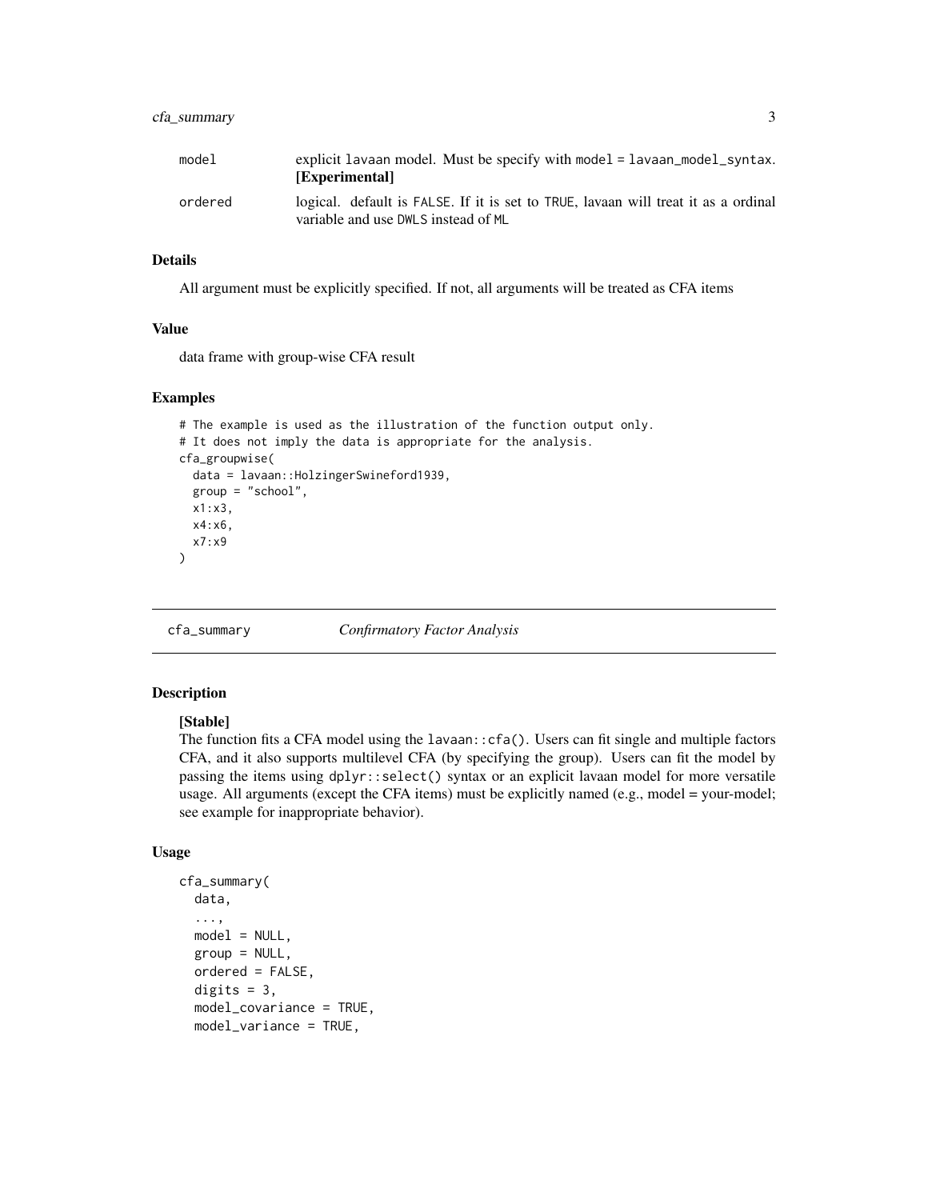| | |
|---|---|
| model | explicit lavaan model. Must be specify with model = lavaan_model_syntax. **[Experimental]** |
| ordered | logical. default is FALSE. If it is set to TRUE, lavaan will treat it as a ordinal variable and use DWLS instead of ML |

### Details

All argument must be explicitly specified. If not, all arguments will be treated as CFA items

### Value

data frame with group-wise CFA result

### Examples

```
# The example is used as the illustration of the function output only.
# It does not imply the data is appropriate for the analysis.
cfa_groupwise(
  data = lavaan::HolzingerSwineford1939,
  group = "school",
  x1:x3,
  x4:x6,
  x7:x9
)
```

---

## cfa_summary *Confirmatory Factor Analysis*

---

### Description

**[Stable]**
The function fits a CFA model using the lavaan::cfa(). Users can fit single and multiple factors CFA, and it also supports multilevel CFA (by specifying the group). Users can fit the model by passing the items using dplyr::select() syntax or an explicit lavaan model for more versatile usage. All arguments (except the CFA items) must be explicitly named (e.g., model = your-model; see example for inappropriate behavior).

### Usage

```
cfa_summary(
  data,
  ...,
  model = NULL,
  group = NULL,
  ordered = FALSE,
  digits = 3,
  model_covariance = TRUE,
  model_variance = TRUE,
```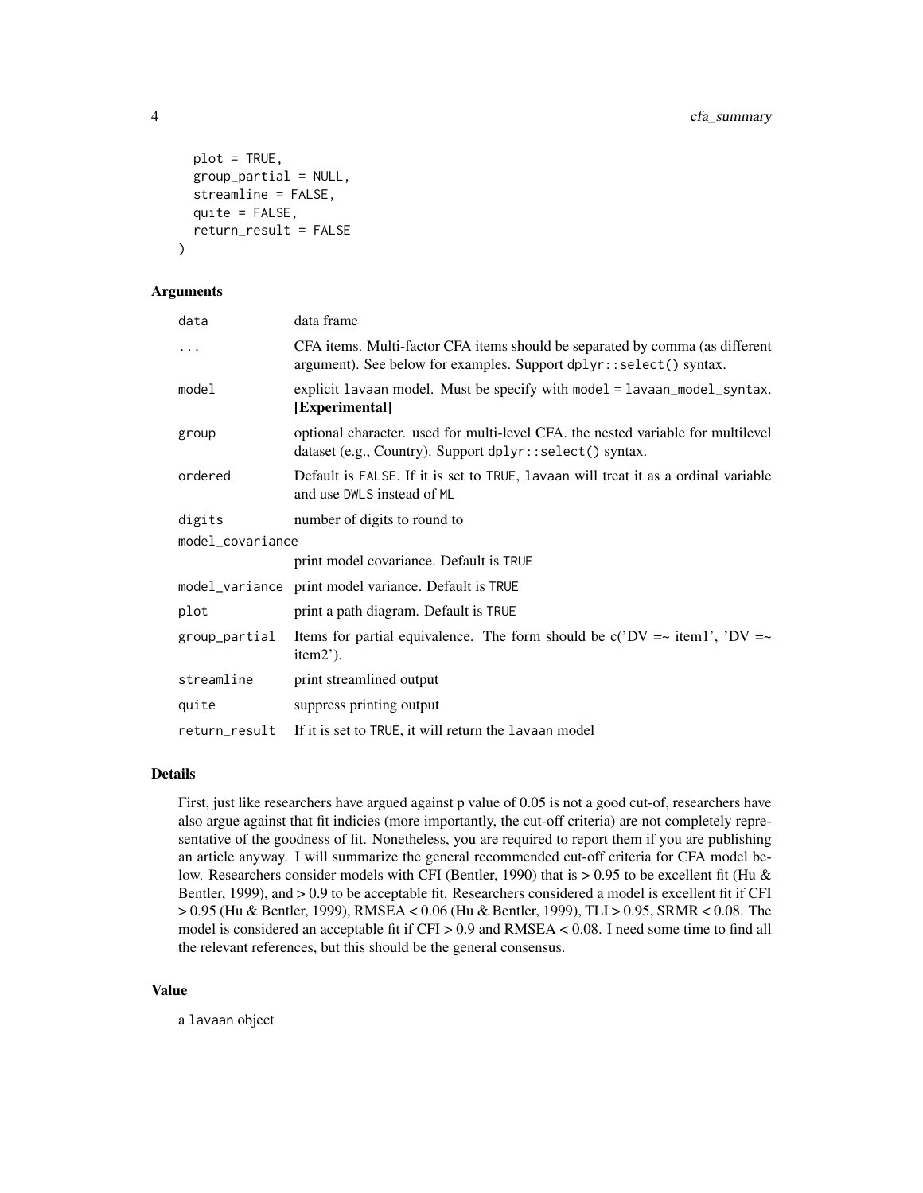```
  plot = TRUE,
  group_partial = NULL,
  streamline = FALSE,
  quite = FALSE,
  return_result = FALSE
)
```

### Arguments

| | |
|---|---|
| data | data frame |
| ... | CFA items. Multi-factor CFA items should be separated by comma (as different argument). See below for examples. Support `dplyr::select()` syntax. |
| model | explicit `lavaan` model. Must be specify with `model = lavaan_model_syntax`. **[Experimental]** |
| group | optional character. used for multi-level CFA. the nested variable for multilevel dataset (e.g., Country). Support `dplyr::select()` syntax. |
| ordered | Default is `FALSE`. If it is set to `TRUE`, `lavaan` will treat it as a ordinal variable and use `DWLS` instead of `ML` |
| digits | number of digits to round to |
| model_covariance | print model covariance. Default is `TRUE` |
| model_variance | print model variance. Default is `TRUE` |
| plot | print a path diagram. Default is `TRUE` |
| group_partial | Items for partial equivalence. The form should be c('DV =~ item1', 'DV =~ item2'). |
| streamline | print streamlined output |
| quite | suppress printing output |
| return_result | If it is set to `TRUE`, it will return the `lavaan` model |

### Details

First, just like researchers have argued against p value of 0.05 is not a good cut-of, researchers have also argue against that fit indicies (more importantly, the cut-off criteria) are not completely representative of the goodness of fit. Nonetheless, you are required to report them if you are publishing an article anyway. I will summarize the general recommended cut-off criteria for CFA model below. Researchers consider models with CFI (Bentler, 1990) that is > 0.95 to be excellent fit (Hu & Bentler, 1999), and > 0.9 to be acceptable fit. Researchers considered a model is excellent fit if CFI > 0.95 (Hu & Bentler, 1999), RMSEA < 0.06 (Hu & Bentler, 1999), TLI > 0.95, SRMR < 0.08. The model is considered an acceptable fit if CFI > 0.9 and RMSEA < 0.08. I need some time to find all the relevant references, but this should be the general consensus.

### Value

a `lavaan` object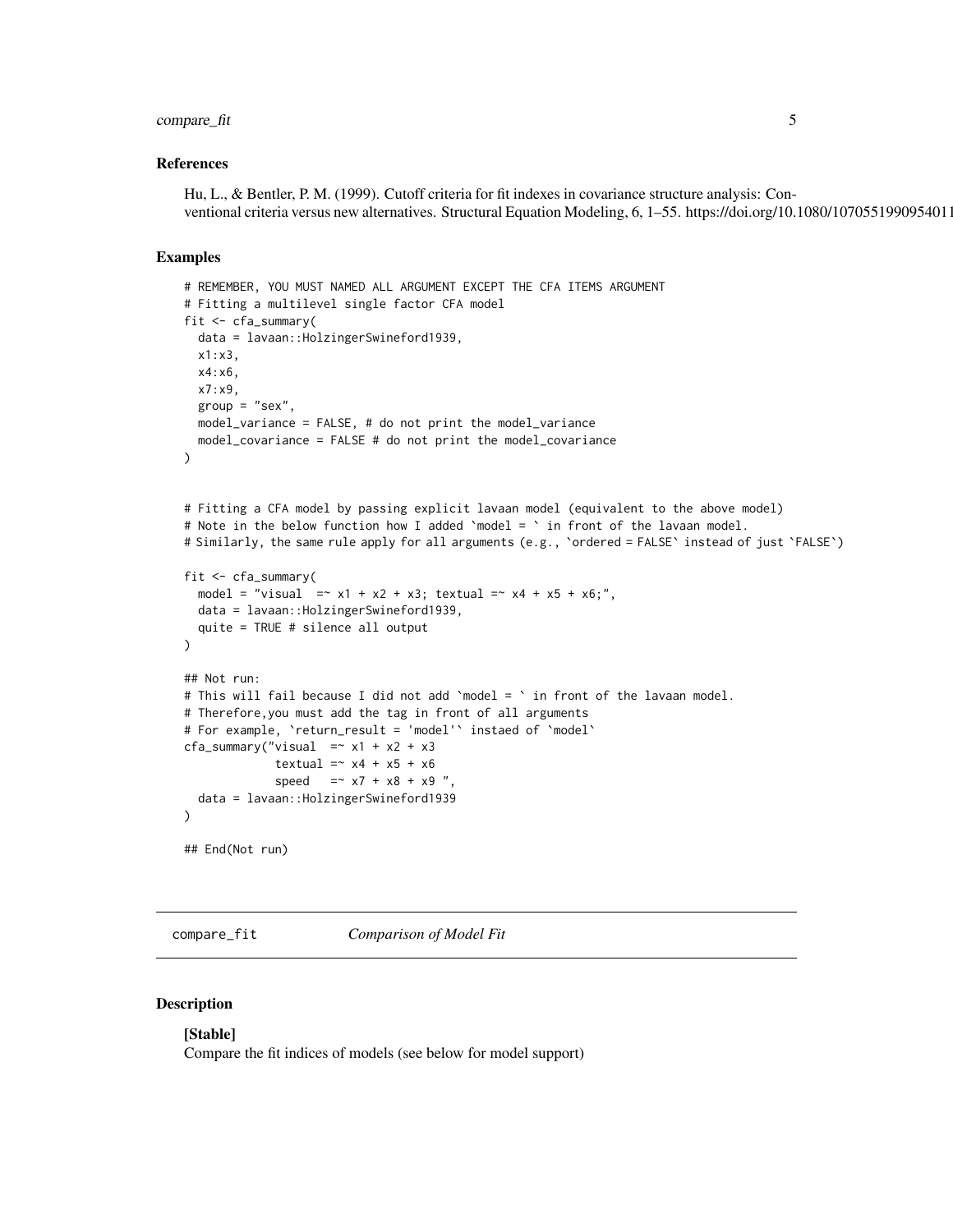### References

Hu, L., & Bentler, P. M. (1999). Cutoff criteria for fit indexes in covariance structure analysis: Conventional criteria versus new alternatives. Structural Equation Modeling, 6, 1–55. https://doi.org/10.1080/1070551990954011

### Examples

```
# REMEMBER, YOU MUST NAMED ALL ARGUMENT EXCEPT THE CFA ITEMS ARGUMENT
# Fitting a multilevel single factor CFA model
fit <- cfa_summary(
  data = lavaan::HolzingerSwineford1939,
  x1:x3,
  x4:x6,
  x7:x9,
  group = "sex",
  model_variance = FALSE, # do not print the model_variance
  model_covariance = FALSE # do not print the model_covariance
)


# Fitting a CFA model by passing explicit lavaan model (equivalent to the above model)
# Note in the below function how I added `model = ` in front of the lavaan model.
# Similarly, the same rule apply for all arguments (e.g., `ordered = FALSE` instead of just `FALSE`)

fit <- cfa_summary(
  model = "visual  =~ x1 + x2 + x3; textual =~ x4 + x5 + x6;",
  data = lavaan::HolzingerSwineford1939,
  quite = TRUE # silence all output
)

## Not run:
# This will fail because I did not add `model = ` in front of the lavaan model.
# Therefore,you must add the tag in front of all arguments
# For example, `return_result = 'model'` instaed of `model`
cfa_summary("visual  =~ x1 + x2 + x3
             textual =~ x4 + x5 + x6
             speed   =~ x7 + x8 + x9 ",
  data = lavaan::HolzingerSwineford1939
)

## End(Not run)
```

---

## compare_fit *Comparison of Model Fit*

---

### Description

**[Stable]**
Compare the fit indices of models (see below for model support)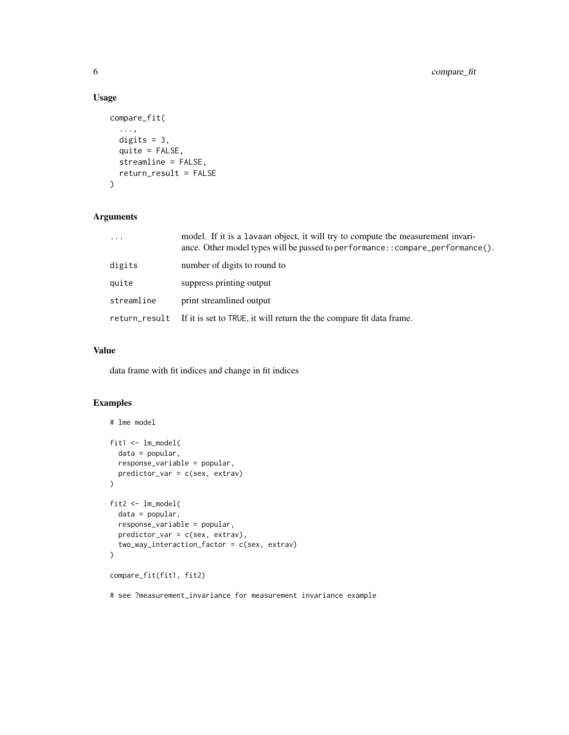## Usage

```
compare_fit(
  ...,
  digits = 3,
  quite = FALSE,
  streamline = FALSE,
  return_result = FALSE
)
```

## Arguments

| | |
|---|---|
| `...` | model. If it is a `lavaan` object, it will try to compute the measurement invariance. Other model types will be passed to `performance::compare_performance()`. |
| `digits` | number of digits to round to |
| `quite` | suppress printing output |
| `streamline` | print streamlined output |
| `return_result` | If it is set to `TRUE`, it will return the the compare fit data frame. |

## Value

data frame with fit indices and change in fit indices

## Examples

```
# lme model

fit1 <- lm_model(
  data = popular,
  response_variable = popular,
  predictor_var = c(sex, extrav)
)

fit2 <- lm_model(
  data = popular,
  response_variable = popular,
  predictor_var = c(sex, extrav),
  two_way_interaction_factor = c(sex, extrav)
)

compare_fit(fit1, fit2)

# see ?measurement_invariance for measurement invariance example
```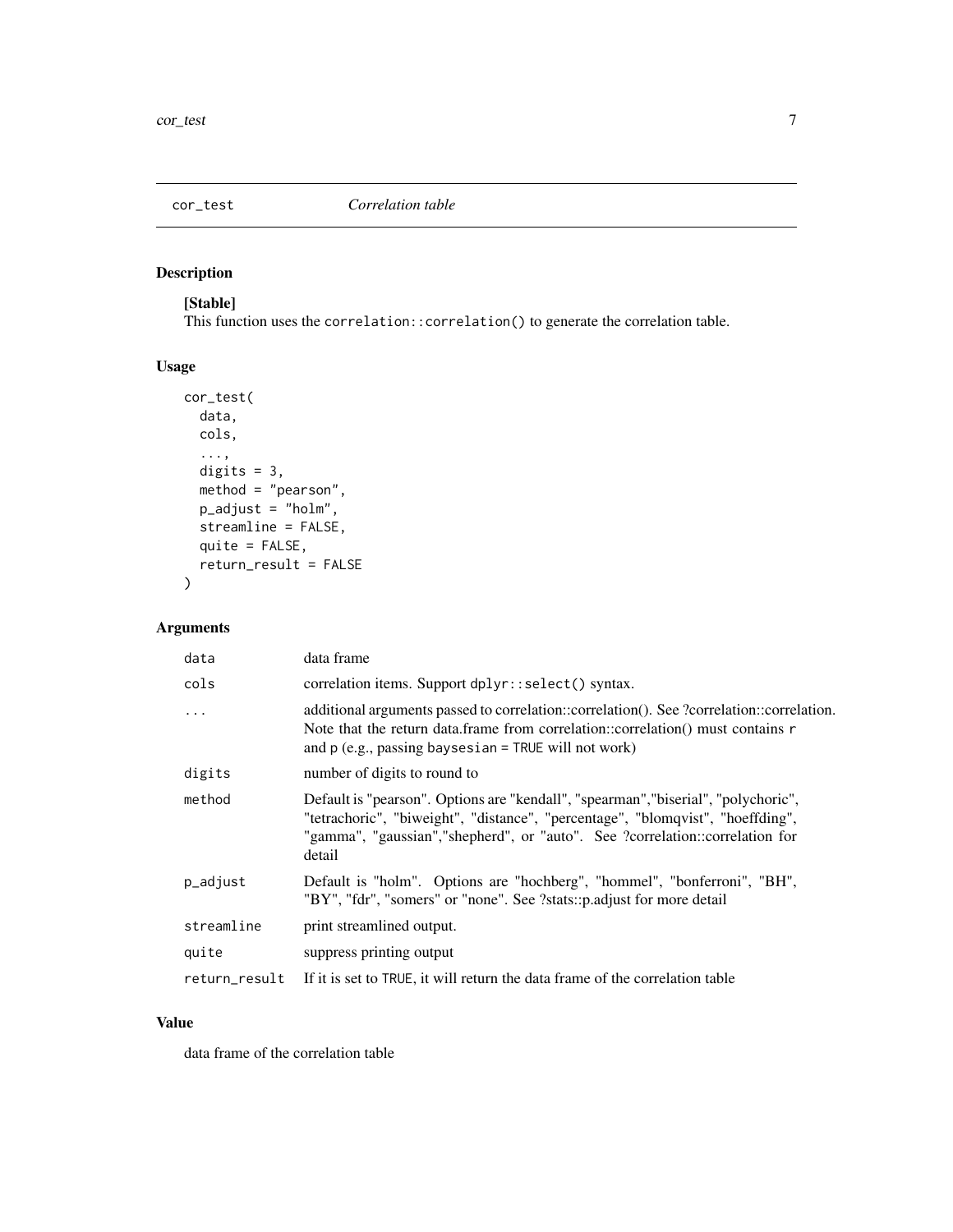## cor_test — *Correlation table*

### Description

**[Stable]**
This function uses the `correlation::correlation()` to generate the correlation table.

### Usage

```
cor_test(
  data,
  cols,
  ...,
  digits = 3,
  method = "pearson",
  p_adjust = "holm",
  streamline = FALSE,
  quite = FALSE,
  return_result = FALSE
)
```

### Arguments

| | |
|---|---|
| `data` | data frame |
| `cols` | correlation items. Support `dplyr::select()` syntax. |
| `...` | additional arguments passed to correlation::correlation(). See ?correlation::correlation. Note that the return data.frame from correlation::correlation() must contains `r` and `p` (e.g., passing `baysesian = TRUE` will not work) |
| `digits` | number of digits to round to |
| `method` | Default is "pearson". Options are "kendall", "spearman","biserial", "polychoric", "tetrachoric", "biweight", "distance", "percentage", "blomqvist", "hoeffding", "gamma", "gaussian","shepherd", or "auto". See ?correlation::correlation for detail |
| `p_adjust` | Default is "holm". Options are "hochberg", "hommel", "bonferroni", "BH", "BY", "fdr", "somers" or "none". See ?stats::p.adjust for more detail |
| `streamline` | print streamlined output. |
| `quite` | suppress printing output |
| `return_result` | If it is set to `TRUE`, it will return the data frame of the correlation table |

### Value

data frame of the correlation table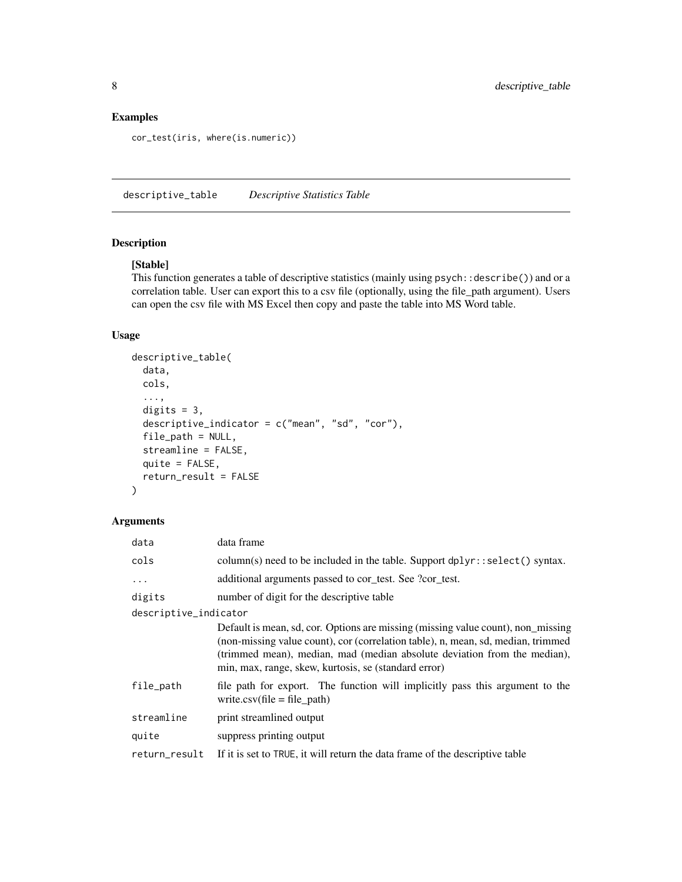## Examples

```
cor_test(iris, where(is.numeric))
```

---

## descriptive_table    *Descriptive Statistics Table*

### Description

**[Stable]**
This function generates a table of descriptive statistics (mainly using `psych::describe()`) and or a correlation table. User can export this to a csv file (optionally, using the file_path argument). Users can open the csv file with MS Excel then copy and paste the table into MS Word table.

### Usage

```
descriptive_table(
  data,
  cols,
  ...,
  digits = 3,
  descriptive_indicator = c("mean", "sd", "cor"),
  file_path = NULL,
  streamline = FALSE,
  quite = FALSE,
  return_result = FALSE
)
```

### Arguments

| Argument | Description |
|---|---|
| `data` | data frame |
| `cols` | column(s) need to be included in the table. Support `dplyr::select()` syntax. |
| `...` | additional arguments passed to cor_test. See ?cor_test. |
| `digits` | number of digit for the descriptive table |
| `descriptive_indicator` | Default is mean, sd, cor. Options are missing (missing value count), non_missing (non-missing value count), cor (correlation table), n, mean, sd, median, trimmed (trimmed mean), median, mad (median absolute deviation from the median), min, max, range, skew, kurtosis, se (standard error) |
| `file_path` | file path for export. The function will implicitly pass this argument to the write.csv(file = file_path) |
| `streamline` | print streamlined output |
| `quite` | suppress printing output |
| `return_result` | If it is set to `TRUE`, it will return the data frame of the descriptive table |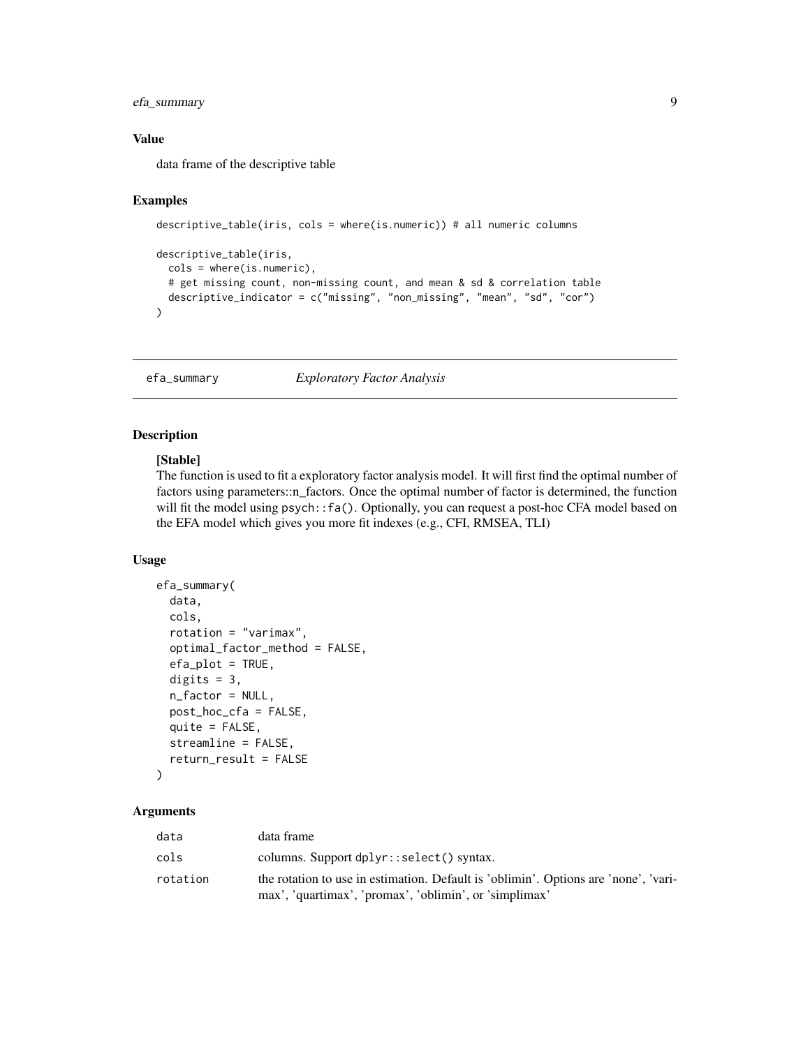### Value

data frame of the descriptive table

### Examples

```
descriptive_table(iris, cols = where(is.numeric)) # all numeric columns

descriptive_table(iris,
  cols = where(is.numeric),
  # get missing count, non-missing count, and mean & sd & correlation table
  descriptive_indicator = c("missing", "non_missing", "mean", "sd", "cor")
)
```

---

## efa_summary    *Exploratory Factor Analysis*

---

### Description

**[Stable]**
The function is used to fit a exploratory factor analysis model. It will first find the optimal number of factors using parameters::n_factors. Once the optimal number of factor is determined, the function will fit the model using `psych::fa()`. Optionally, you can request a post-hoc CFA model based on the EFA model which gives you more fit indexes (e.g., CFI, RMSEA, TLI)

### Usage

```
efa_summary(
  data,
  cols,
  rotation = "varimax",
  optimal_factor_method = FALSE,
  efa_plot = TRUE,
  digits = 3,
  n_factor = NULL,
  post_hoc_cfa = FALSE,
  quite = FALSE,
  streamline = FALSE,
  return_result = FALSE
)
```

### Arguments

| | |
|---|---|
| `data` | data frame |
| `cols` | columns. Support `dplyr::select()` syntax. |
| `rotation` | the rotation to use in estimation. Default is 'oblimin'. Options are 'none', 'varimax', 'quartimax', 'promax', 'oblimin', or 'simplimax' |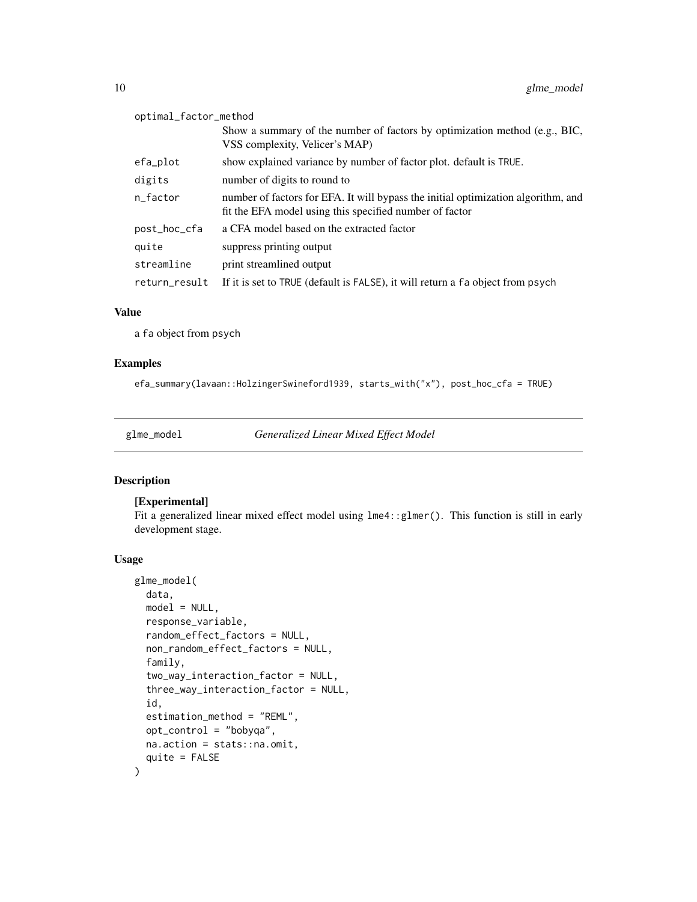| | |
|---|---|
| optimal_factor_method | Show a summary of the number of factors by optimization method (e.g., BIC, VSS complexity, Velicer's MAP) |
| efa_plot | show explained variance by number of factor plot. default is TRUE. |
| digits | number of digits to round to |
| n_factor | number of factors for EFA. It will bypass the initial optimization algorithm, and fit the EFA model using this specified number of factor |
| post_hoc_cfa | a CFA model based on the extracted factor |
| quite | suppress printing output |
| streamline | print streamlined output |
| return_result | If it is set to TRUE (default is FALSE), it will return a fa object from psych |

### Value

a fa object from psych

### Examples

```
efa_summary(lavaan::HolzingerSwineford1939, starts_with("x"), post_hoc_cfa = TRUE)
```

---

## glme_model *Generalized Linear Mixed Effect Model*

---

### Description

**[Experimental]**

Fit a generalized linear mixed effect model using lme4::glmer(). This function is still in early development stage.

### Usage

```
glme_model(
  data,
  model = NULL,
  response_variable,
  random_effect_factors = NULL,
  non_random_effect_factors = NULL,
  family,
  two_way_interaction_factor = NULL,
  three_way_interaction_factor = NULL,
  id,
  estimation_method = "REML",
  opt_control = "bobyqa",
  na.action = stats::na.omit,
  quite = FALSE
)
```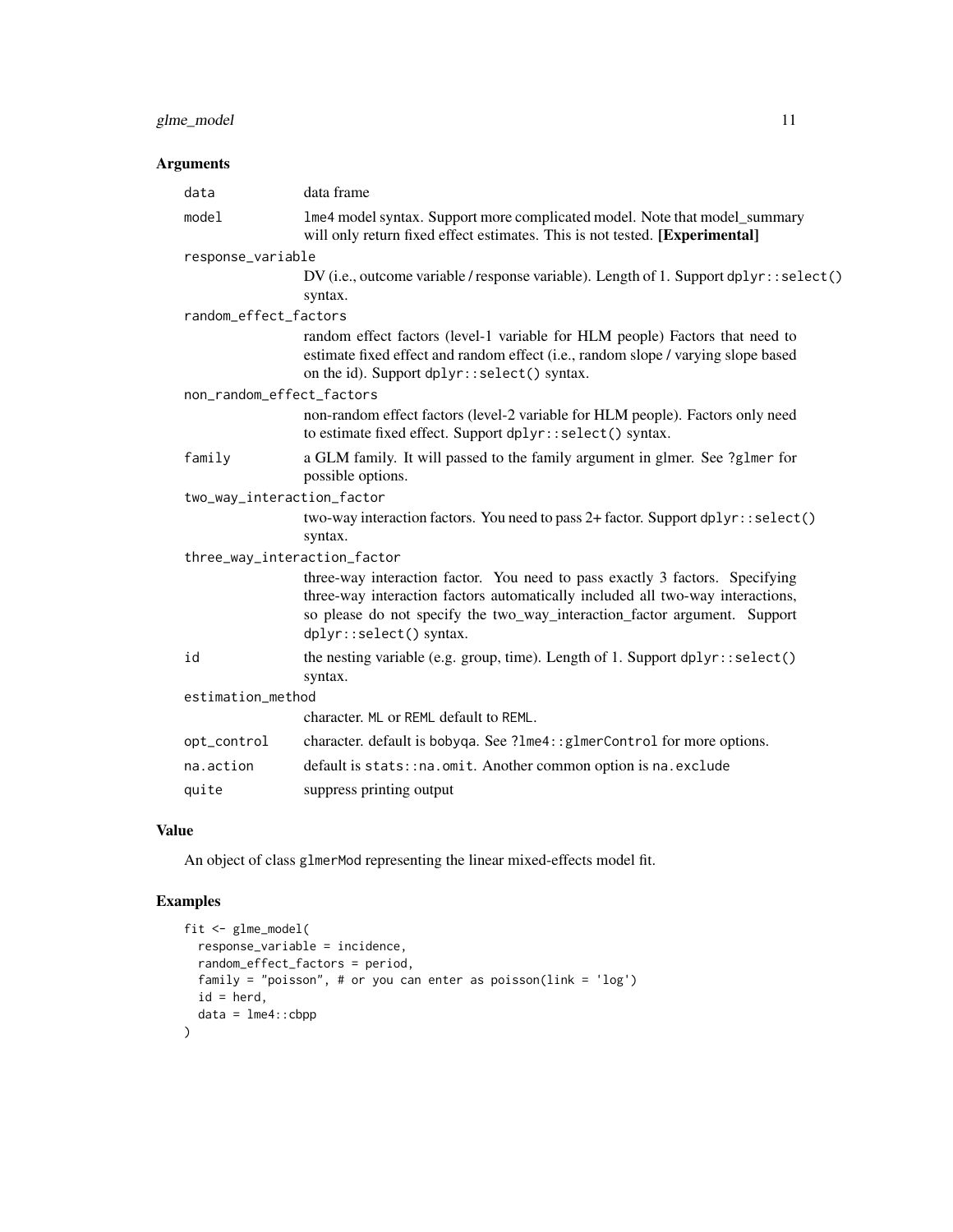## Arguments

- **data**: data frame
- **model**: lme4 model syntax. Support more complicated model. Note that model_summary will only return fixed effect estimates. This is not tested. **[Experimental]**
- **response_variable**: DV (i.e., outcome variable / response variable). Length of 1. Support `dplyr::select()` syntax.
- **random_effect_factors**: random effect factors (level-1 variable for HLM people) Factors that need to estimate fixed effect and random effect (i.e., random slope / varying slope based on the id). Support `dplyr::select()` syntax.
- **non_random_effect_factors**: non-random effect factors (level-2 variable for HLM people). Factors only need to estimate fixed effect. Support `dplyr::select()` syntax.
- **family**: a GLM family. It will passed to the family argument in glmer. See `?glmer` for possible options.
- **two_way_interaction_factor**: two-way interaction factors. You need to pass 2+ factor. Support `dplyr::select()` syntax.
- **three_way_interaction_factor**: three-way interaction factor. You need to pass exactly 3 factors. Specifying three-way interaction factors automatically included all two-way interactions, so please do not specify the two_way_interaction_factor argument. Support `dplyr::select()` syntax.
- **id**: the nesting variable (e.g. group, time). Length of 1. Support `dplyr::select()` syntax.
- **estimation_method**: character. `ML` or `REML` default to `REML`.
- **opt_control**: character. default is bobyqa. See `?lme4::glmerControl` for more options.
- **na.action**: default is `stats::na.omit`. Another common option is `na.exclude`
- **quite**: suppress printing output

## Value

An object of class `glmerMod` representing the linear mixed-effects model fit.

## Examples

```
fit <- glme_model(
  response_variable = incidence,
  random_effect_factors = period,
  family = "poisson", # or you can enter as poisson(link = 'log')
  id = herd,
  data = lme4::cbpp
)
```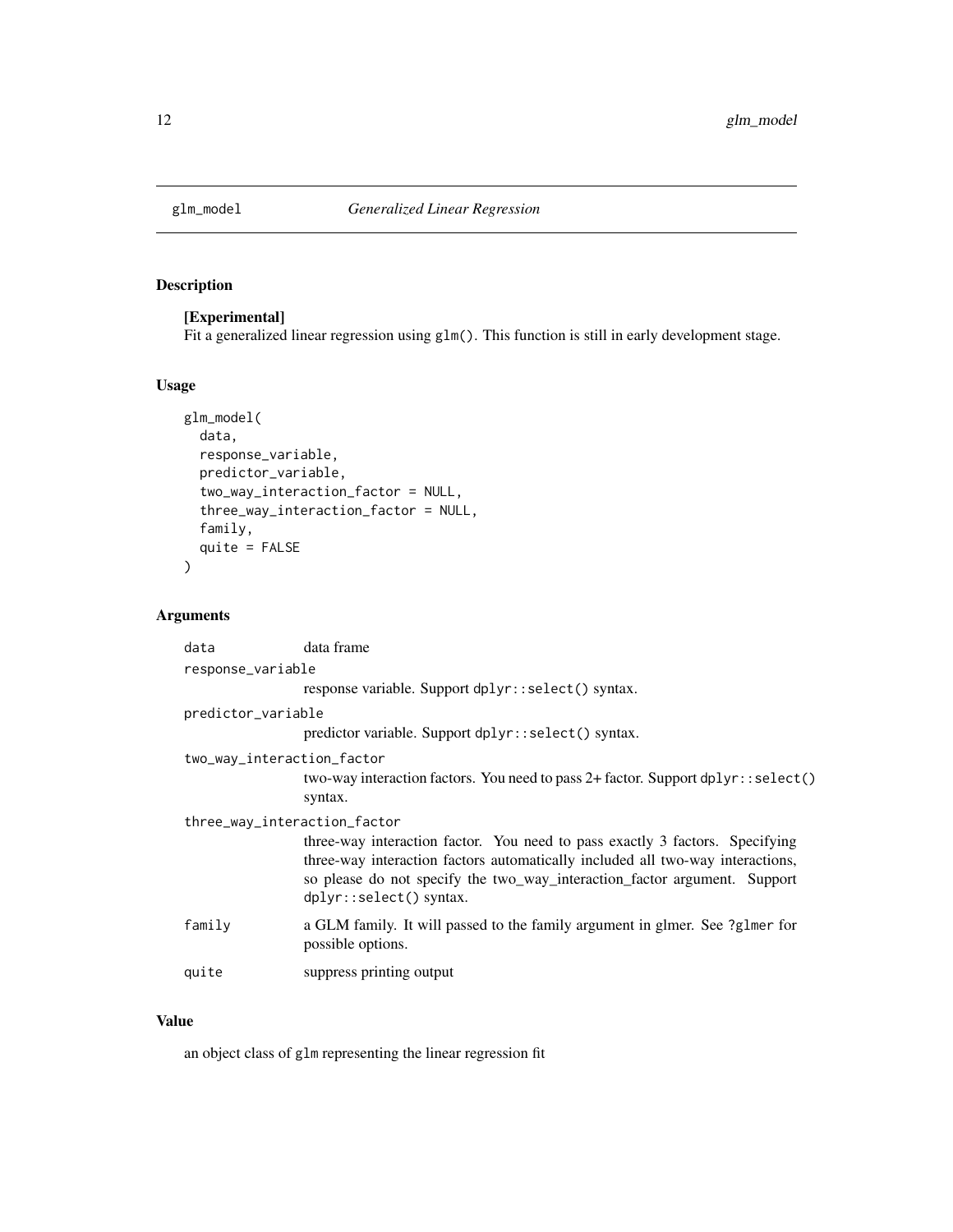# glm_model — *Generalized Linear Regression*

## Description

**[Experimental]**

Fit a generalized linear regression using `glm()`. This function is still in early development stage.

## Usage

```
glm_model(
  data,
  response_variable,
  predictor_variable,
  two_way_interaction_factor = NULL,
  three_way_interaction_factor = NULL,
  family,
  quite = FALSE
)
```

## Arguments

| Argument | Description |
| --- | --- |
| `data` | data frame |
| `response_variable` | response variable. Support `dplyr::select()` syntax. |
| `predictor_variable` | predictor variable. Support `dplyr::select()` syntax. |
| `two_way_interaction_factor` | two-way interaction factors. You need to pass 2+ factor. Support `dplyr::select()` syntax. |
| `three_way_interaction_factor` | three-way interaction factor. You need to pass exactly 3 factors. Specifying three-way interaction factors automatically included all two-way interactions, so please do not specify the two_way_interaction_factor argument. Support `dplyr::select()` syntax. |
| `family` | a GLM family. It will passed to the family argument in glmer. See `?glmer` for possible options. |
| `quite` | suppress printing output |

## Value

an object class of `glm` representing the linear regression fit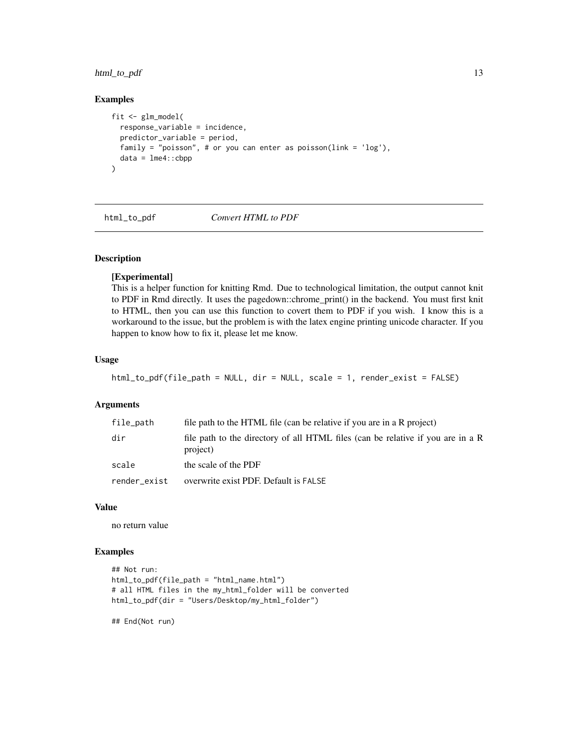### Examples

```
fit <- glm_model(
  response_variable = incidence,
  predictor_variable = period,
  family = "poisson", # or you can enter as poisson(link = 'log'),
  data = lme4::cbpp
)
```

---

## html_to_pdf *Convert HTML to PDF*

---

### Description

**[Experimental]**
This is a helper function for knitting Rmd. Due to technological limitation, the output cannot knit to PDF in Rmd directly. It uses the pagedown::chrome_print() in the backend. You must first knit to HTML, then you can use this function to covert them to PDF if you wish. I know this is a workaround to the issue, but the problem is with the latex engine printing unicode character. If you happen to know how to fix it, please let me know.

### Usage

```
html_to_pdf(file_path = NULL, dir = NULL, scale = 1, render_exist = FALSE)
```

### Arguments

| | |
|---|---|
| `file_path` | file path to the HTML file (can be relative if you are in a R project) |
| `dir` | file path to the directory of all HTML files (can be relative if you are in a R project) |
| `scale` | the scale of the PDF |
| `render_exist` | overwrite exist PDF. Default is `FALSE` |

### Value

no return value

### Examples

```
## Not run:
html_to_pdf(file_path = "html_name.html")
# all HTML files in the my_html_folder will be converted
html_to_pdf(dir = "Users/Desktop/my_html_folder")

## End(Not run)
```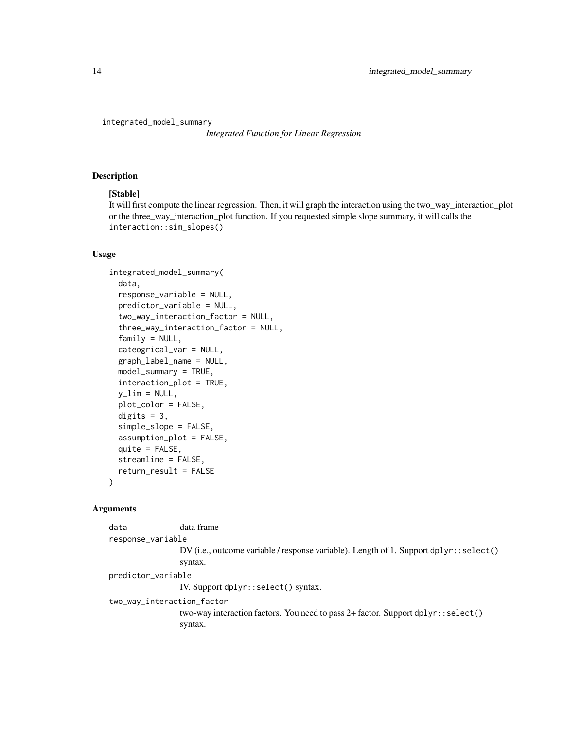`integrated_model_summary` *Integrated Function for Linear Regression*

## Description

**[Stable]**

It will first compute the linear regression. Then, it will graph the interaction using the two_way_interaction_plot or the three_way_interaction_plot function. If you requested simple slope summary, it will calls the `interaction::sim_slopes()`

## Usage

```
integrated_model_summary(
  data,
  response_variable = NULL,
  predictor_variable = NULL,
  two_way_interaction_factor = NULL,
  three_way_interaction_factor = NULL,
  family = NULL,
  cateogrical_var = NULL,
  graph_label_name = NULL,
  model_summary = TRUE,
  interaction_plot = TRUE,
  y_lim = NULL,
  plot_color = FALSE,
  digits = 3,
  simple_slope = FALSE,
  assumption_plot = FALSE,
  quite = FALSE,
  streamline = FALSE,
  return_result = FALSE
)
```

## Arguments

`data` data frame

`response_variable`
DV (i.e., outcome variable / response variable). Length of 1. Support `dplyr::select()` syntax.

`predictor_variable`
IV. Support `dplyr::select()` syntax.

`two_way_interaction_factor`
two-way interaction factors. You need to pass 2+ factor. Support `dplyr::select()` syntax.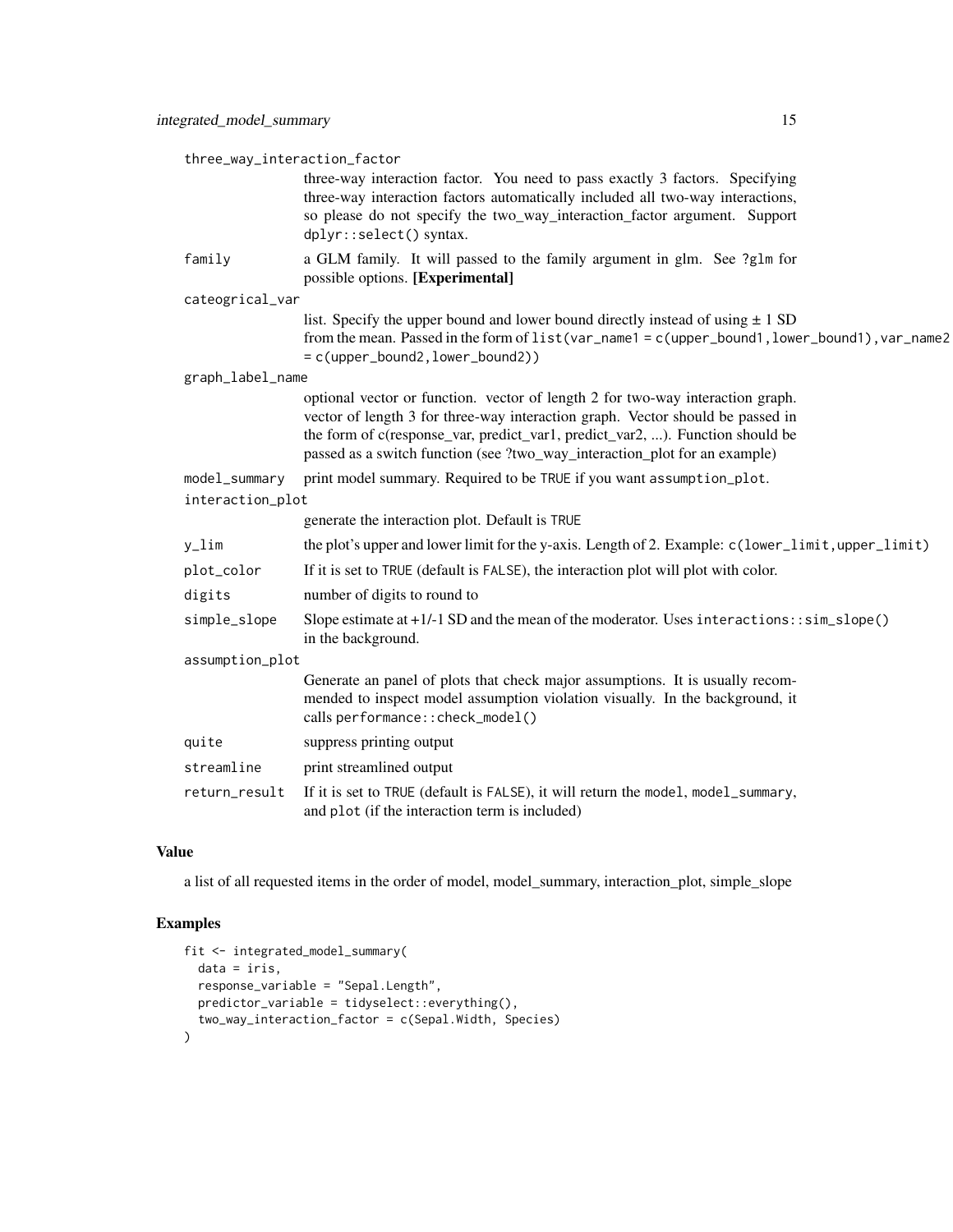`three_way_interaction_factor`
: three-way interaction factor. You need to pass exactly 3 factors. Specifying three-way interaction factors automatically included all two-way interactions, so please do not specify the two_way_interaction_factor argument. Support `dplyr::select()` syntax.

`family`
: a GLM family. It will passed to the family argument in glm. See `?glm` for possible options. **[Experimental]**

`cateogrical_var`
: list. Specify the upper bound and lower bound directly instead of using ± 1 SD from the mean. Passed in the form of `list(var_name1 = c(upper_bound1,lower_bound1),var_name2 = c(upper_bound2,lower_bound2))`

`graph_label_name`
: optional vector or function. vector of length 2 for two-way interaction graph. vector of length 3 for three-way interaction graph. Vector should be passed in the form of c(response_var, predict_var1, predict_var2, ...). Function should be passed as a switch function (see ?two_way_interaction_plot for an example)

`model_summary`
: print model summary. Required to be `TRUE` if you want `assumption_plot`.

`interaction_plot`
: generate the interaction plot. Default is `TRUE`

`y_lim`
: the plot's upper and lower limit for the y-axis. Length of 2. Example: `c(lower_limit,upper_limit)`

`plot_color`
: If it is set to `TRUE` (default is `FALSE`), the interaction plot will plot with color.

`digits`
: number of digits to round to

`simple_slope`
: Slope estimate at +1/-1 SD and the mean of the moderator. Uses `interactions::sim_slope()` in the background.

`assumption_plot`
: Generate an panel of plots that check major assumptions. It is usually recommended to inspect model assumption violation visually. In the background, it calls `performance::check_model()`

`quite`
: suppress printing output

`streamline`
: print streamlined output

`return_result`
: If it is set to `TRUE` (default is `FALSE`), it will return the `model`, `model_summary`, and `plot` (if the interaction term is included)

## Value

a list of all requested items in the order of model, model_summary, interaction_plot, simple_slope

## Examples

```
fit <- integrated_model_summary(
  data = iris,
  response_variable = "Sepal.Length",
  predictor_variable = tidyselect::everything(),
  two_way_interaction_factor = c(Sepal.Width, Species)
)
```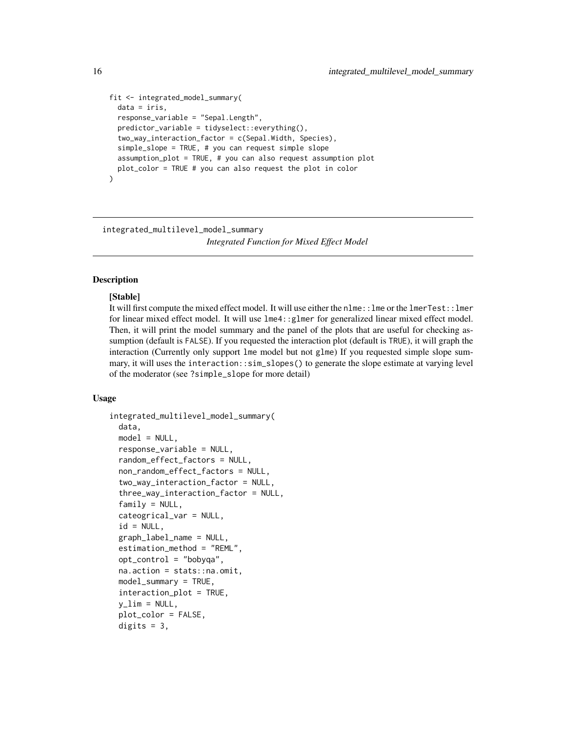```
fit <- integrated_model_summary(
  data = iris,
  response_variable = "Sepal.Length",
  predictor_variable = tidyselect::everything(),
  two_way_interaction_factor = c(Sepal.Width, Species),
  simple_slope = TRUE, # you can request simple slope
  assumption_plot = TRUE, # you can also request assumption plot
  plot_color = TRUE # you can also request the plot in color
)
```

---

## integrated_multilevel_model_summary

*Integrated Function for Mixed Effect Model*

---

### Description

**[Stable]**
It will first compute the mixed effect model. It will use either the `nlme::lme` or the `lmerTest::lmer` for linear mixed effect model. It will use `lme4::glmer` for generalized linear mixed effect model. Then, it will print the model summary and the panel of the plots that are useful for checking assumption (default is `FALSE`). If you requested the interaction plot (default is `TRUE`), it will graph the interaction (Currently only support `lme` model but not `glme`) If you requested simple slope summary, it will uses the `interaction::sim_slopes()` to generate the slope estimate at varying level of the moderator (see `?simple_slope` for more detail)

### Usage

```
integrated_multilevel_model_summary(
  data,
  model = NULL,
  response_variable = NULL,
  random_effect_factors = NULL,
  non_random_effect_factors = NULL,
  two_way_interaction_factor = NULL,
  three_way_interaction_factor = NULL,
  family = NULL,
  cateogrical_var = NULL,
  id = NULL,
  graph_label_name = NULL,
  estimation_method = "REML",
  opt_control = "bobyqa",
  na.action = stats::na.omit,
  model_summary = TRUE,
  interaction_plot = TRUE,
  y_lim = NULL,
  plot_color = FALSE,
  digits = 3,
```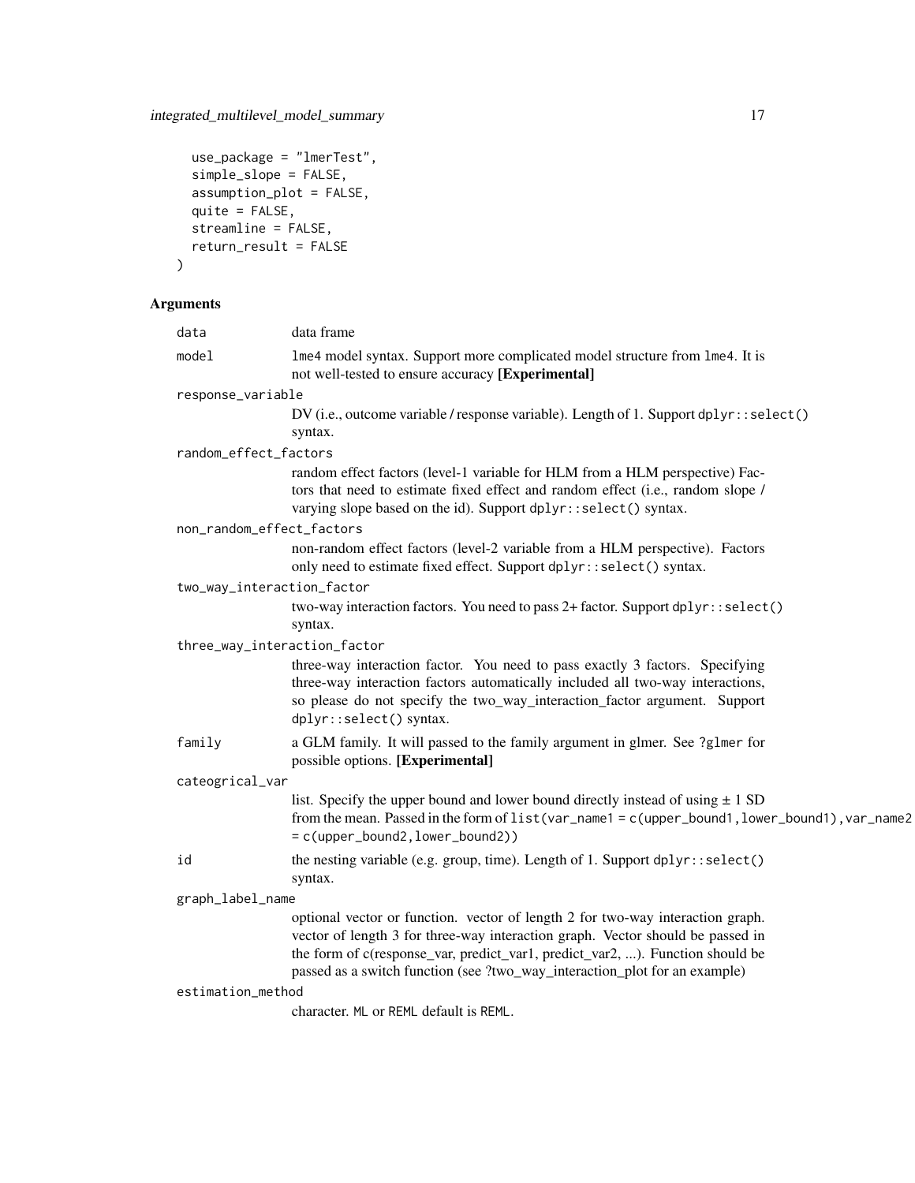```
  use_package = "lmerTest",
  simple_slope = FALSE,
  assumption_plot = FALSE,
  quite = FALSE,
  streamline = FALSE,
  return_result = FALSE
)
```

## Arguments

`data` data frame

`model` `lme4` model syntax. Support more complicated model structure from `lme4`. It is not well-tested to ensure accuracy **[Experimental]**

`response_variable`
DV (i.e., outcome variable / response variable). Length of 1. Support `dplyr::select()` syntax.

`random_effect_factors`
random effect factors (level-1 variable for HLM from a HLM perspective) Factors that need to estimate fixed effect and random effect (i.e., random slope / varying slope based on the id). Support `dplyr::select()` syntax.

`non_random_effect_factors`
non-random effect factors (level-2 variable from a HLM perspective). Factors only need to estimate fixed effect. Support `dplyr::select()` syntax.

`two_way_interaction_factor`
two-way interaction factors. You need to pass 2+ factor. Support `dplyr::select()` syntax.

`three_way_interaction_factor`
three-way interaction factor. You need to pass exactly 3 factors. Specifying three-way interaction factors automatically included all two-way interactions, so please do not specify the two_way_interaction_factor argument. Support `dplyr::select()` syntax.

`family` a GLM family. It will passed to the family argument in glmer. See `?glmer` for possible options. **[Experimental]**

`cateogrical_var`
list. Specify the upper bound and lower bound directly instead of using ± 1 SD from the mean. Passed in the form of `list(var_name1 = c(upper_bound1, lower_bound1), var_name2 = c(upper_bound2, lower_bound2))`

`id` the nesting variable (e.g. group, time). Length of 1. Support `dplyr::select()` syntax.

`graph_label_name`
optional vector or function. vector of length 2 for two-way interaction graph. vector of length 3 for three-way interaction graph. Vector should be passed in the form of c(response_var, predict_var1, predict_var2, ...). Function should be passed as a switch function (see ?two_way_interaction_plot for an example)

`estimation_method`
character. `ML` or `REML` default is `REML`.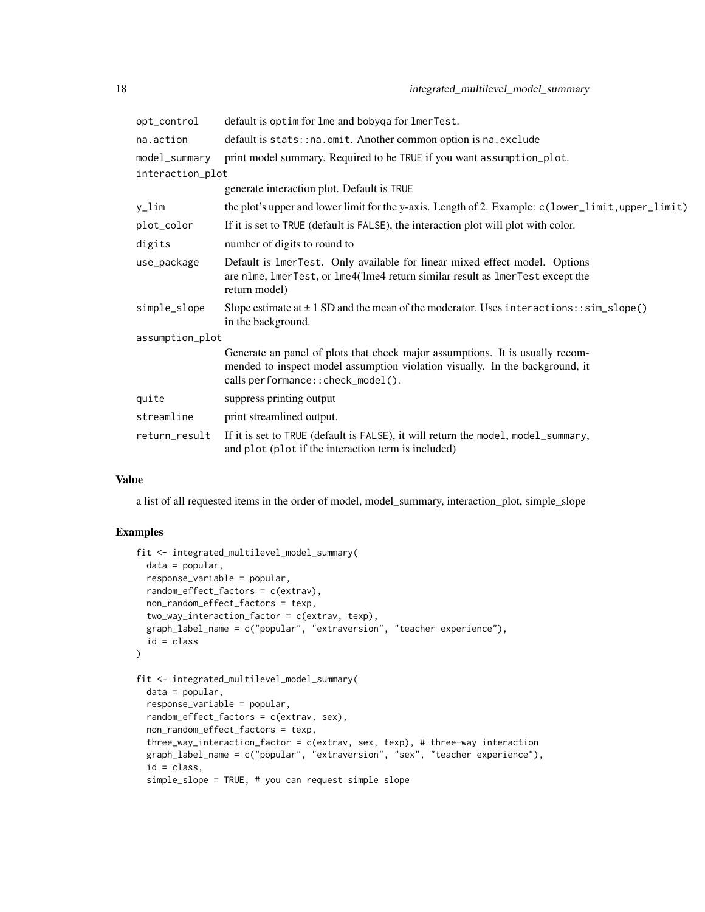| | |
|---|---|
| opt_control | default is optim for lme and bobyqa for lmerTest. |
| na.action | default is stats::na.omit. Another common option is na.exclude |
| model_summary | print model summary. Required to be TRUE if you want assumption_plot. |
| interaction_plot | generate interaction plot. Default is TRUE |
| y_lim | the plot's upper and lower limit for the y-axis. Length of 2. Example: c(lower_limit,upper_limit) |
| plot_color | If it is set to TRUE (default is FALSE), the interaction plot will plot with color. |
| digits | number of digits to round to |
| use_package | Default is lmerTest. Only available for linear mixed effect model. Options are nlme, lmerTest, or lme4('lme4 return similar result as lmerTest except the return model) |
| simple_slope | Slope estimate at ± 1 SD and the mean of the moderator. Uses interactions::sim_slope() in the background. |
| assumption_plot | Generate an panel of plots that check major assumptions. It is usually recommended to inspect model assumption violation visually. In the background, it calls performance::check_model(). |
| quite | suppress printing output |
| streamline | print streamlined output. |
| return_result | If it is set to TRUE (default is FALSE), it will return the model, model_summary, and plot (plot if the interaction term is included) |

## Value

a list of all requested items in the order of model, model_summary, interaction_plot, simple_slope

## Examples

```
fit <- integrated_multilevel_model_summary(
  data = popular,
  response_variable = popular,
  random_effect_factors = c(extrav),
  non_random_effect_factors = texp,
  two_way_interaction_factor = c(extrav, texp),
  graph_label_name = c("popular", "extraversion", "teacher experience"),
  id = class
)

fit <- integrated_multilevel_model_summary(
  data = popular,
  response_variable = popular,
  random_effect_factors = c(extrav, sex),
  non_random_effect_factors = texp,
  three_way_interaction_factor = c(extrav, sex, texp), # three-way interaction
  graph_label_name = c("popular", "extraversion", "sex", "teacher experience"),
  id = class,
  simple_slope = TRUE, # you can request simple slope
```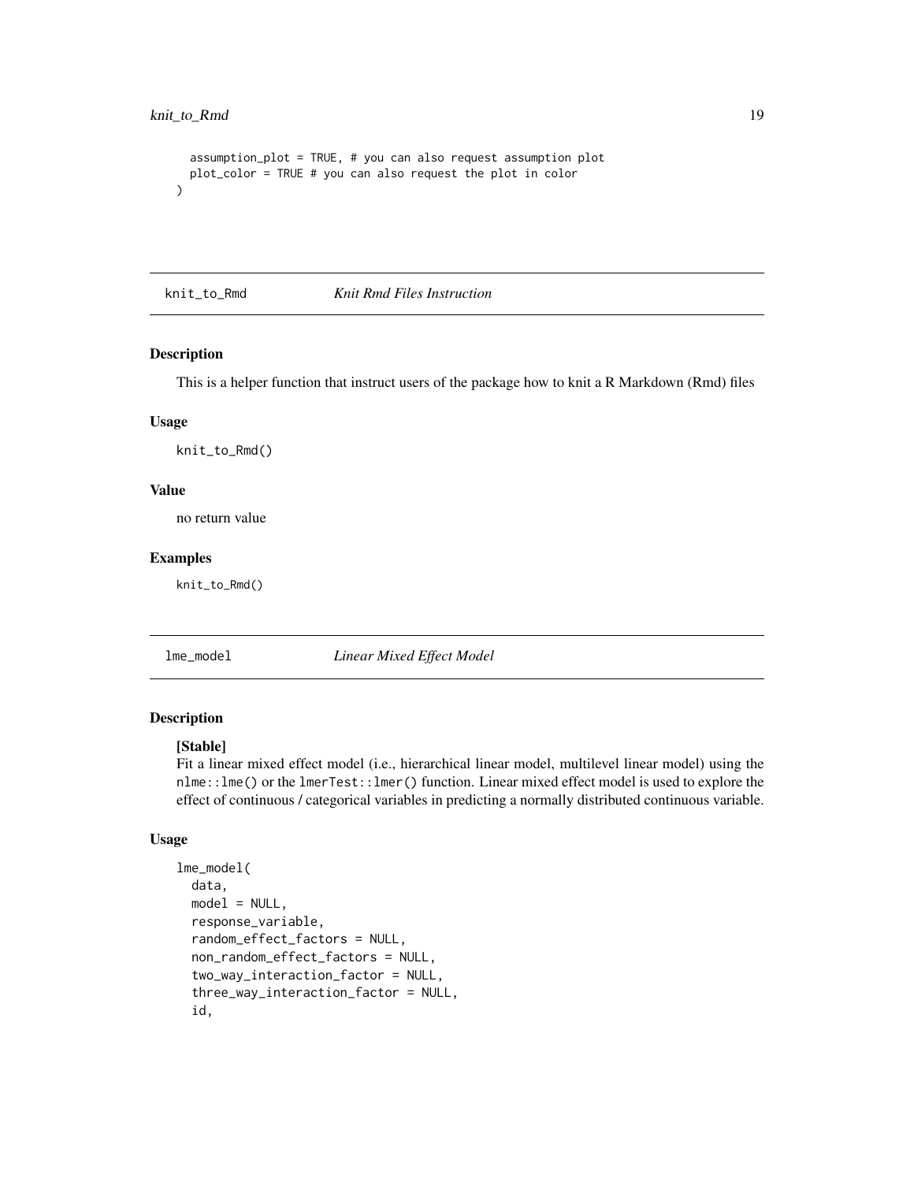```
  assumption_plot = TRUE, # you can also request assumption plot
  plot_color = TRUE # you can also request the plot in color
)
```

## knit_to_Rmd — *Knit Rmd Files Instruction*

### Description

This is a helper function that instruct users of the package how to knit a R Markdown (Rmd) files

### Usage

```
knit_to_Rmd()
```

### Value

no return value

### Examples

```
knit_to_Rmd()
```

## lme_model — *Linear Mixed Effect Model*

### Description

**[Stable]**
Fit a linear mixed effect model (i.e., hierarchical linear model, multilevel linear model) using the `nlme::lme()` or the `lmerTest::lmer()` function. Linear mixed effect model is used to explore the effect of continuous / categorical variables in predicting a normally distributed continuous variable.

### Usage

```
lme_model(
  data,
  model = NULL,
  response_variable,
  random_effect_factors = NULL,
  non_random_effect_factors = NULL,
  two_way_interaction_factor = NULL,
  three_way_interaction_factor = NULL,
  id,
```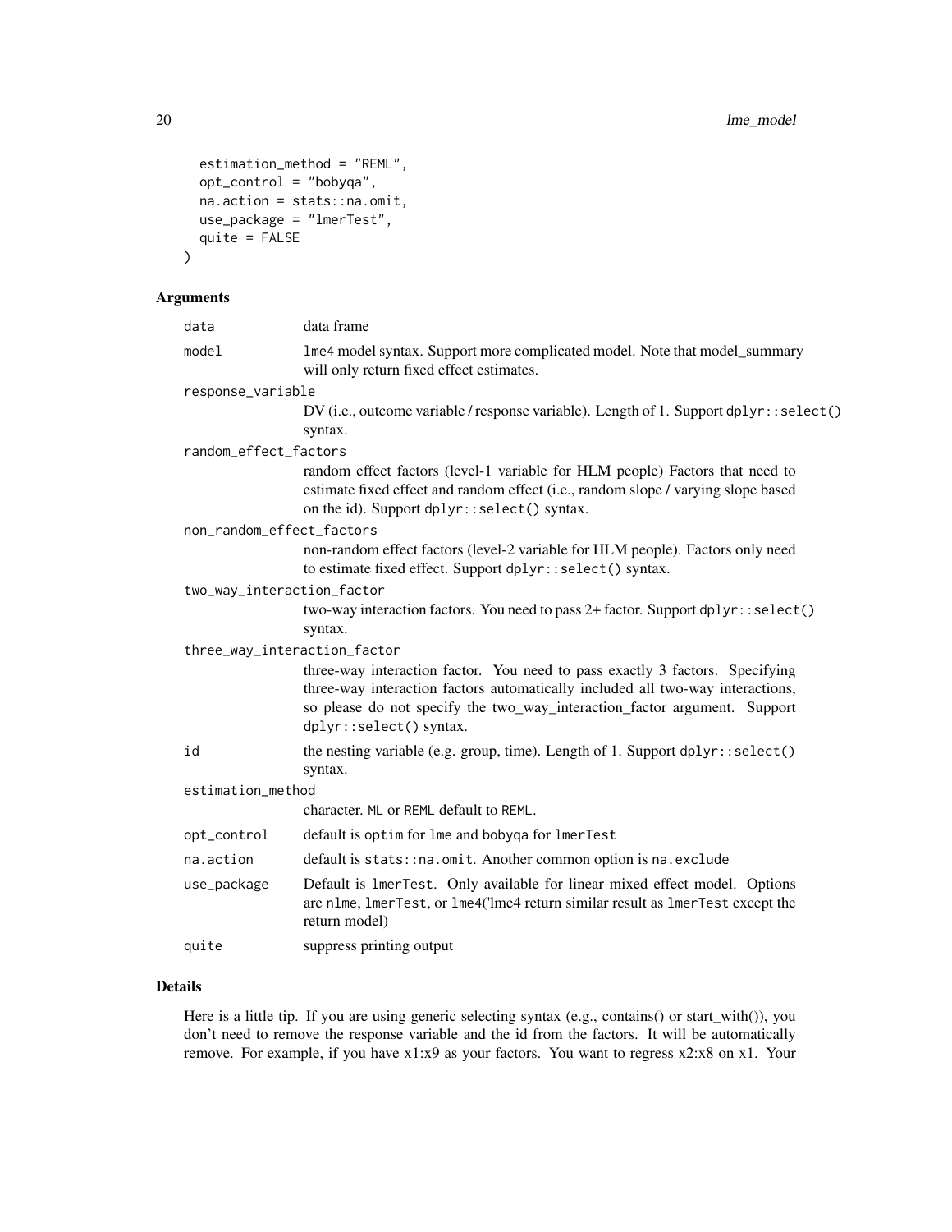```
  estimation_method = "REML",
  opt_control = "bobyqa",
  na.action = stats::na.omit,
  use_package = "lmerTest",
  quite = FALSE
)
```

## Arguments

| | |
|---|---|
| `data` | data frame |
| `model` | `lme4` model syntax. Support more complicated model. Note that model_summary will only return fixed effect estimates. |
| `response_variable` | DV (i.e., outcome variable / response variable). Length of 1. Support `dplyr::select()` syntax. |
| `random_effect_factors` | random effect factors (level-1 variable for HLM people) Factors that need to estimate fixed effect and random effect (i.e., random slope / varying slope based on the id). Support `dplyr::select()` syntax. |
| `non_random_effect_factors` | non-random effect factors (level-2 variable for HLM people). Factors only need to estimate fixed effect. Support `dplyr::select()` syntax. |
| `two_way_interaction_factor` | two-way interaction factors. You need to pass 2+ factor. Support `dplyr::select()` syntax. |
| `three_way_interaction_factor` | three-way interaction factor. You need to pass exactly 3 factors. Specifying three-way interaction factors automatically included all two-way interactions, so please do not specify the two_way_interaction_factor argument. Support `dplyr::select()` syntax. |
| `id` | the nesting variable (e.g. group, time). Length of 1. Support `dplyr::select()` syntax. |
| `estimation_method` | character. `ML` or `REML` default to `REML`. |
| `opt_control` | default is `optim` for `lme` and `bobyqa` for `lmerTest` |
| `na.action` | default is `stats::na.omit`. Another common option is `na.exclude` |
| `use_package` | Default is `lmerTest`. Only available for linear mixed effect model. Options are `nlme`, `lmerTest`, or `lme4`('lme4 return similar result as `lmerTest` except the return model) |
| `quite` | suppress printing output |

## Details

Here is a little tip. If you are using generic selecting syntax (e.g., contains() or start_with()), you don't need to remove the response variable and the id from the factors. It will be automatically remove. For example, if you have x1:x9 as your factors. You want to regress x2:x8 on x1. Your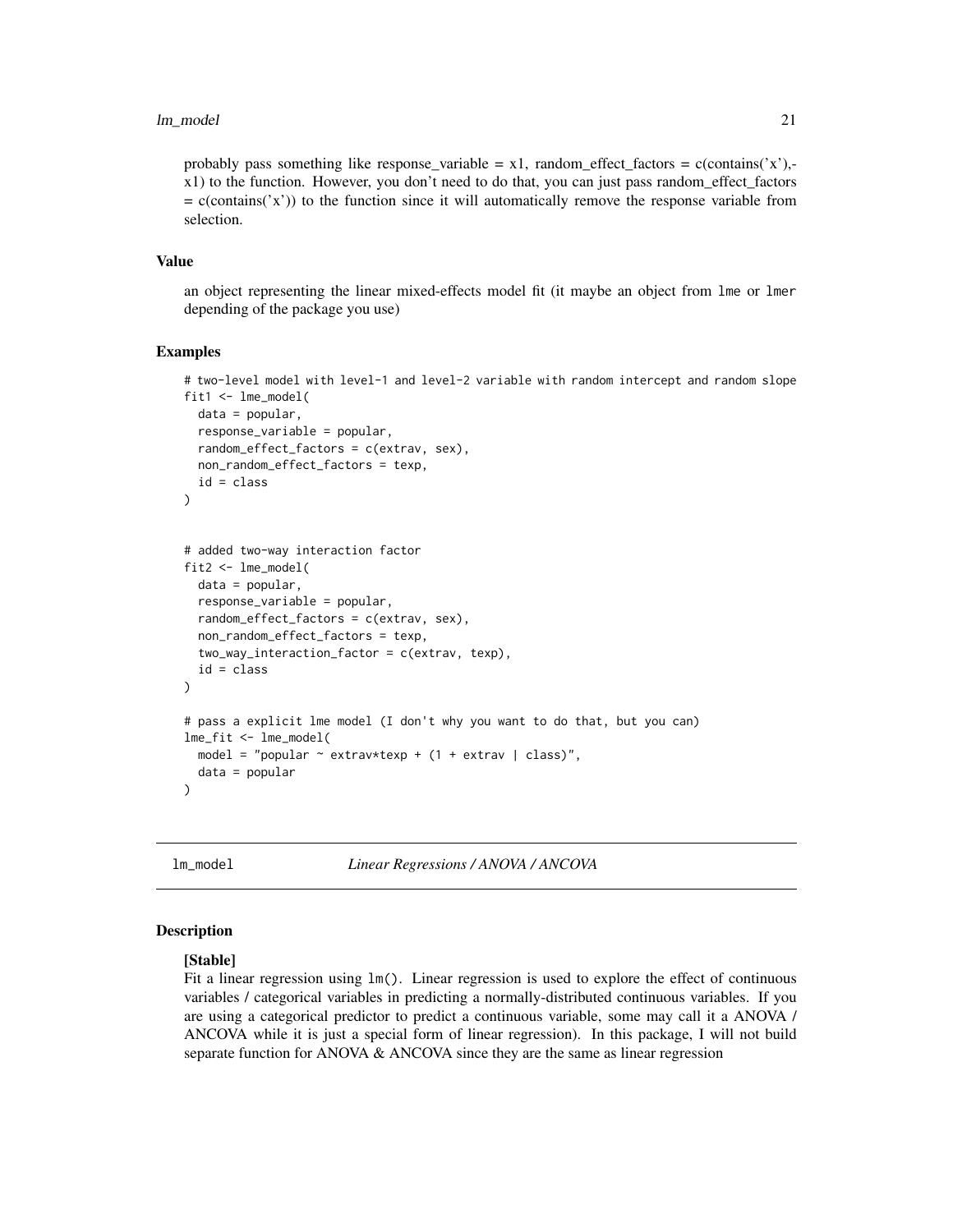probably pass something like response_variable = x1, random_effect_factors = c(contains('x'),-x1) to the function. However, you don't need to do that, you can just pass random_effect_factors = c(contains('x')) to the function since it will automatically remove the response variable from selection.

### Value

an object representing the linear mixed-effects model fit (it maybe an object from lme or lmer depending of the package you use)

### Examples

```
# two-level model with level-1 and level-2 variable with random intercept and random slope
fit1 <- lme_model(
  data = popular,
  response_variable = popular,
  random_effect_factors = c(extrav, sex),
  non_random_effect_factors = texp,
  id = class
)


# added two-way interaction factor
fit2 <- lme_model(
  data = popular,
  response_variable = popular,
  random_effect_factors = c(extrav, sex),
  non_random_effect_factors = texp,
  two_way_interaction_factor = c(extrav, texp),
  id = class
)

# pass a explicit lme model (I don't why you want to do that, but you can)
lme_fit <- lme_model(
  model = "popular ~ extrav*texp + (1 + extrav | class)",
  data = popular
)
```

---

## lm_model    *Linear Regressions / ANOVA / ANCOVA*

### Description

**[Stable]**
Fit a linear regression using lm(). Linear regression is used to explore the effect of continuous variables / categorical variables in predicting a normally-distributed continuous variables. If you are using a categorical predictor to predict a continuous variable, some may call it a ANOVA / ANCOVA while it is just a special form of linear regression). In this package, I will not build separate function for ANOVA & ANCOVA since they are the same as linear regression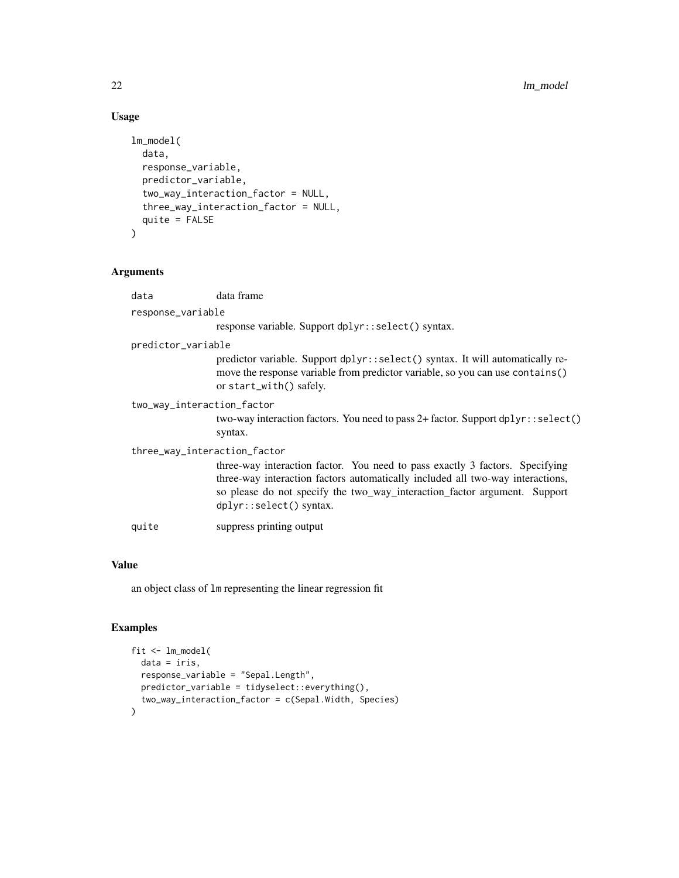## Usage

```
lm_model(
  data,
  response_variable,
  predictor_variable,
  two_way_interaction_factor = NULL,
  three_way_interaction_factor = NULL,
  quite = FALSE
)
```

## Arguments

- `data` — data frame
- `response_variable` — response variable. Support `dplyr::select()` syntax.
- `predictor_variable` — predictor variable. Support `dplyr::select()` syntax. It will automatically remove the response variable from predictor variable, so you can use `contains()` or `start_with()` safely.
- `two_way_interaction_factor` — two-way interaction factors. You need to pass 2+ factor. Support `dplyr::select()` syntax.
- `three_way_interaction_factor` — three-way interaction factor. You need to pass exactly 3 factors. Specifying three-way interaction factors automatically included all two-way interactions, so please do not specify the two_way_interaction_factor argument. Support `dplyr::select()` syntax.
- `quite` — suppress printing output

## Value

an object class of `lm` representing the linear regression fit

## Examples

```
fit <- lm_model(
  data = iris,
  response_variable = "Sepal.Length",
  predictor_variable = tidyselect::everything(),
  two_way_interaction_factor = c(Sepal.Width, Species)
)
```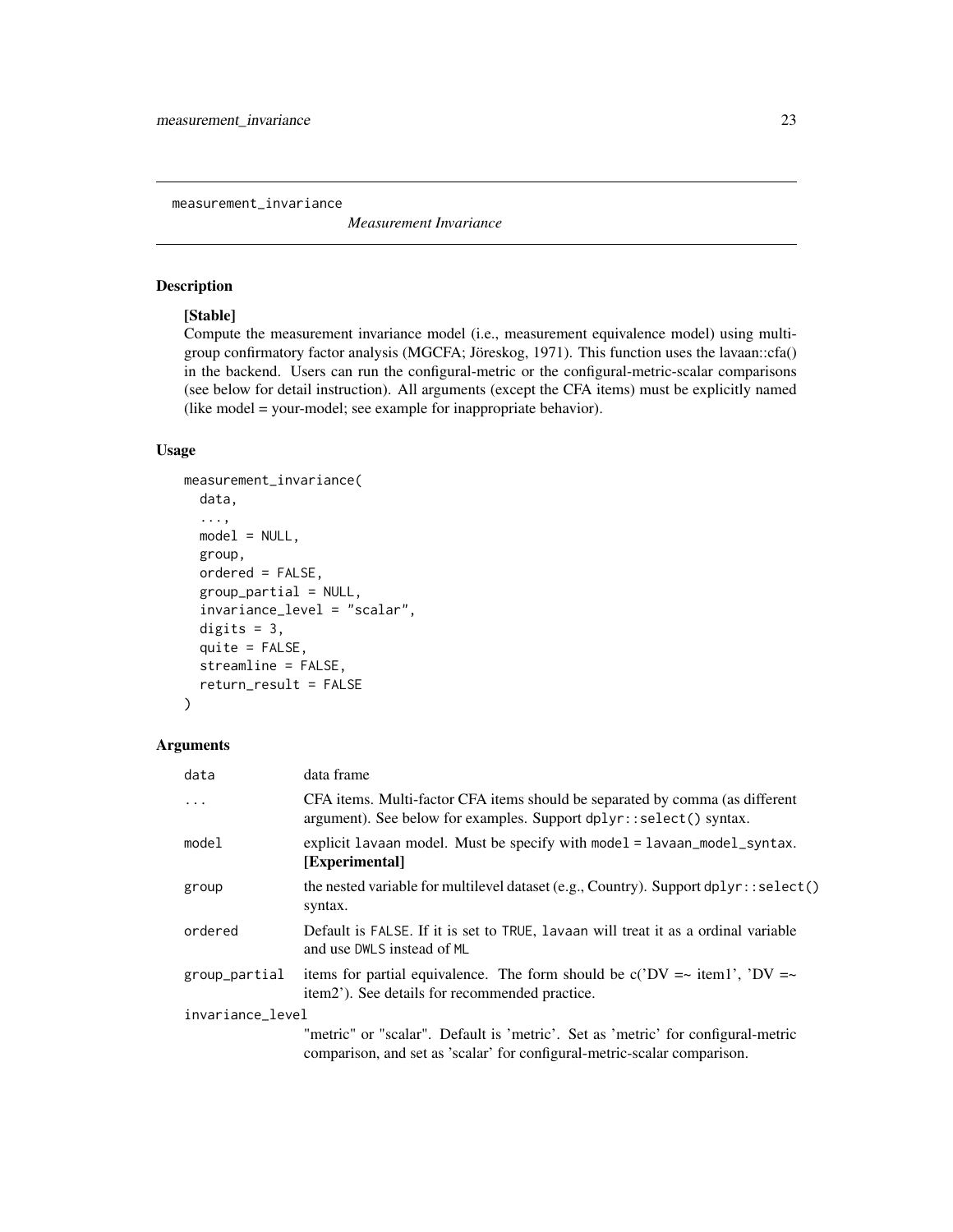measurement_invariance

*Measurement Invariance*

## Description

**[Stable]**

Compute the measurement invariance model (i.e., measurement equivalence model) using multi-group confirmatory factor analysis (MGCFA; Jöreskog, 1971). This function uses the lavaan::cfa() in the backend. Users can run the configural-metric or the configural-metric-scalar comparisons (see below for detail instruction). All arguments (except the CFA items) must be explicitly named (like model = your-model; see example for inappropriate behavior).

## Usage

```
measurement_invariance(
  data,
  ...,
  model = NULL,
  group,
  ordered = FALSE,
  group_partial = NULL,
  invariance_level = "scalar",
  digits = 3,
  quite = FALSE,
  streamline = FALSE,
  return_result = FALSE
)
```

## Arguments

| | |
|---|---|
| `data` | data frame |
| `...` | CFA items. Multi-factor CFA items should be separated by comma (as different argument). See below for examples. Support `dplyr::select()` syntax. |
| `model` | explicit `lavaan` model. Must be specify with `model = lavaan_model_syntax`. **[Experimental]** |
| `group` | the nested variable for multilevel dataset (e.g., Country). Support `dplyr::select()` syntax. |
| `ordered` | Default is `FALSE`. If it is set to `TRUE`, `lavaan` will treat it as a ordinal variable and use `DWLS` instead of `ML` |
| `group_partial` | items for partial equivalence. The form should be c('DV =~ item1', 'DV =~ item2'). See details for recommended practice. |
| `invariance_level` | "metric" or "scalar". Default is 'metric'. Set as 'metric' for configural-metric comparison, and set as 'scalar' for configural-metric-scalar comparison. |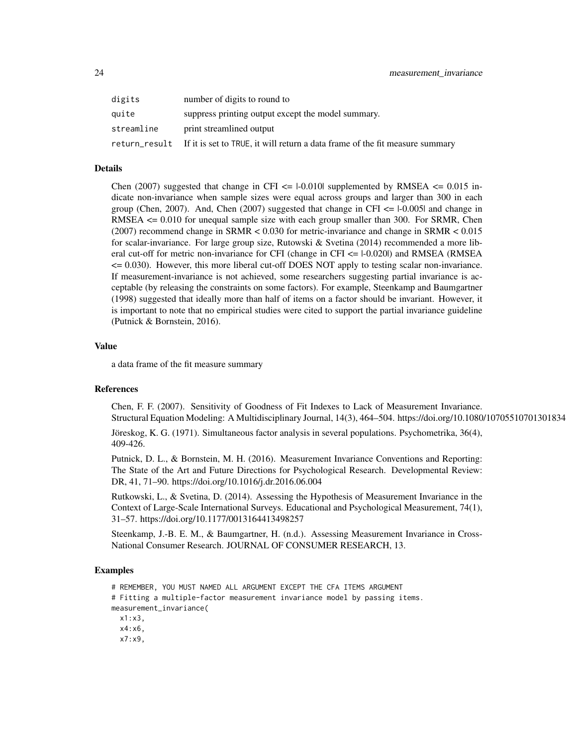| | |
|---|---|
| digits | number of digits to round to |
| quite | suppress printing output except the model summary. |
| streamline | print streamlined output |
| return_result | If it is set to TRUE, it will return a data frame of the fit measure summary |

## Details

Chen (2007) suggested that change in CFI <= |-0.010| supplemented by RMSEA <= 0.015 indicate non-invariance when sample sizes were equal across groups and larger than 300 in each group (Chen, 2007). And, Chen (2007) suggested that change in CFI <= |-0.005| and change in RMSEA <= 0.010 for unequal sample size with each group smaller than 300. For SRMR, Chen (2007) recommend change in SRMR < 0.030 for metric-invariance and change in SRMR < 0.015 for scalar-invariance. For large group size, Rutowski & Svetina (2014) recommended a more liberal cut-off for metric non-invariance for CFI (change in CFI <= |-0.020|) and RMSEA (RMSEA <= 0.030). However, this more liberal cut-off DOES NOT apply to testing scalar non-invariance. If measurement-invariance is not achieved, some researchers suggesting partial invariance is acceptable (by releasing the constraints on some factors). For example, Steenkamp and Baumgartner (1998) suggested that ideally more than half of items on a factor should be invariant. However, it is important to note that no empirical studies were cited to support the partial invariance guideline (Putnick & Bornstein, 2016).

## Value

a data frame of the fit measure summary

## References

Chen, F. F. (2007). Sensitivity of Goodness of Fit Indexes to Lack of Measurement Invariance. Structural Equation Modeling: A Multidisciplinary Journal, 14(3), 464–504. https://doi.org/10.1080/10705510701301834

Jöreskog, K. G. (1971). Simultaneous factor analysis in several populations. Psychometrika, 36(4), 409-426.

Putnick, D. L., & Bornstein, M. H. (2016). Measurement Invariance Conventions and Reporting: The State of the Art and Future Directions for Psychological Research. Developmental Review: DR, 41, 71–90. https://doi.org/10.1016/j.dr.2016.06.004

Rutkowski, L., & Svetina, D. (2014). Assessing the Hypothesis of Measurement Invariance in the Context of Large-Scale International Surveys. Educational and Psychological Measurement, 74(1), 31–57. https://doi.org/10.1177/0013164413498257

Steenkamp, J.-B. E. M., & Baumgartner, H. (n.d.). Assessing Measurement Invariance in Cross-National Consumer Research. JOURNAL OF CONSUMER RESEARCH, 13.

## Examples

```
# REMEMBER, YOU MUST NAMED ALL ARGUMENT EXCEPT THE CFA ITEMS ARGUMENT
# Fitting a multiple-factor measurement invariance model by passing items.
measurement_invariance(
  x1:x3,
  x4:x6,
  x7:x9,
```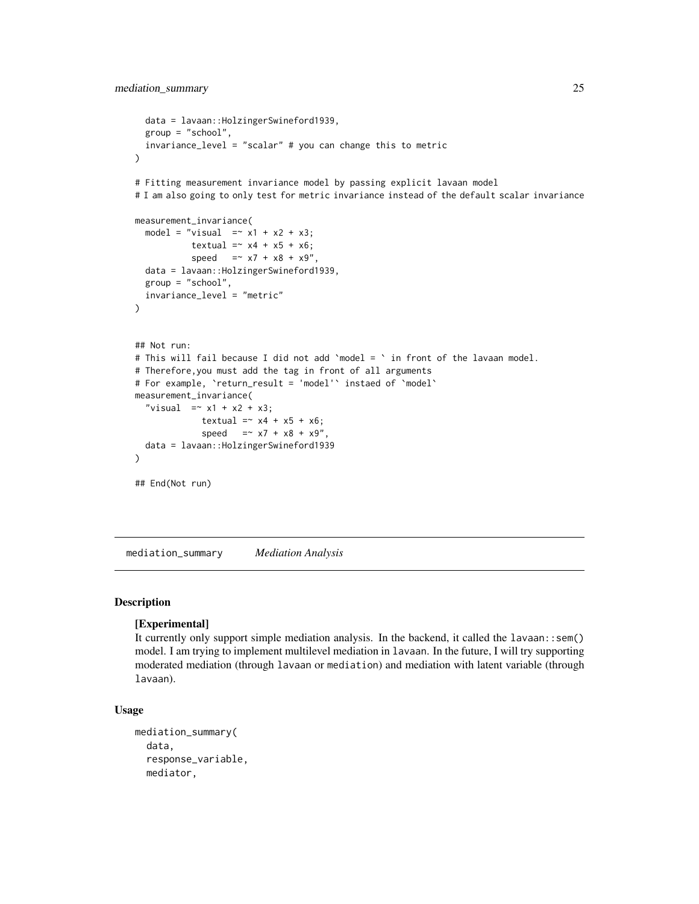```
  data = lavaan::HolzingerSwineford1939,
  group = "school",
  invariance_level = "scalar" # you can change this to metric
)

# Fitting measurement invariance model by passing explicit lavaan model
# I am also going to only test for metric invariance instead of the default scalar invariance

measurement_invariance(
  model = "visual  =~ x1 + x2 + x3;
           textual =~ x4 + x5 + x6;
           speed   =~ x7 + x8 + x9",
  data = lavaan::HolzingerSwineford1939,
  group = "school",
  invariance_level = "metric"
)


## Not run:
# This will fail because I did not add `model = ` in front of the lavaan model.
# Therefore,you must add the tag in front of all arguments
# For example, `return_result = 'model'` instaed of `model`
measurement_invariance(
  "visual  =~ x1 + x2 + x3;
             textual =~ x4 + x5 + x6;
             speed   =~ x7 + x8 + x9",
  data = lavaan::HolzingerSwineford1939
)

## End(Not run)
```

---

`mediation_summary` *Mediation Analysis*

---

### Description

**[Experimental]**
It currently only support simple mediation analysis. In the backend, it called the `lavaan::sem()` model. I am trying to implement multilevel mediation in `lavaan`. In the future, I will try supporting moderated mediation (through `lavaan` or `mediation`) and mediation with latent variable (through `lavaan`).

### Usage

```
mediation_summary(
  data,
  response_variable,
  mediator,
```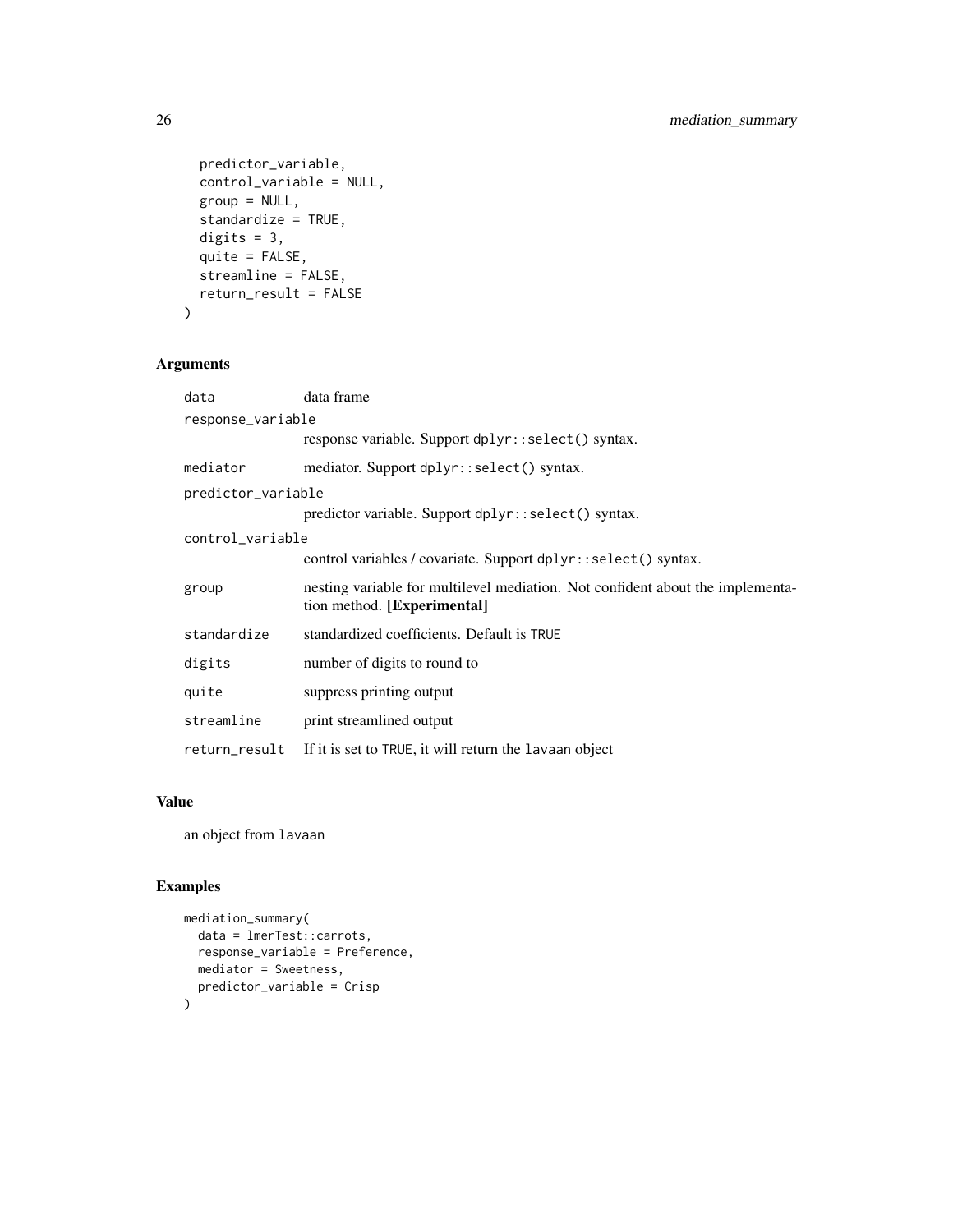```
  predictor_variable,
  control_variable = NULL,
  group = NULL,
  standardize = TRUE,
  digits = 3,
  quite = FALSE,
  streamline = FALSE,
  return_result = FALSE
)
```

## Arguments

| Argument | Description |
|---|---|
| `data` | data frame |
| `response_variable` | response variable. Support `dplyr::select()` syntax. |
| `mediator` | mediator. Support `dplyr::select()` syntax. |
| `predictor_variable` | predictor variable. Support `dplyr::select()` syntax. |
| `control_variable` | control variables / covariate. Support `dplyr::select()` syntax. |
| `group` | nesting variable for multilevel mediation. Not confident about the implementation method. **[Experimental]** |
| `standardize` | standardized coefficients. Default is `TRUE` |
| `digits` | number of digits to round to |
| `quite` | suppress printing output |
| `streamline` | print streamlined output |
| `return_result` | If it is set to `TRUE`, it will return the `lavaan` object |

## Value

an object from `lavaan`

## Examples

```
mediation_summary(
  data = lmerTest::carrots,
  response_variable = Preference,
  mediator = Sweetness,
  predictor_variable = Crisp
)
```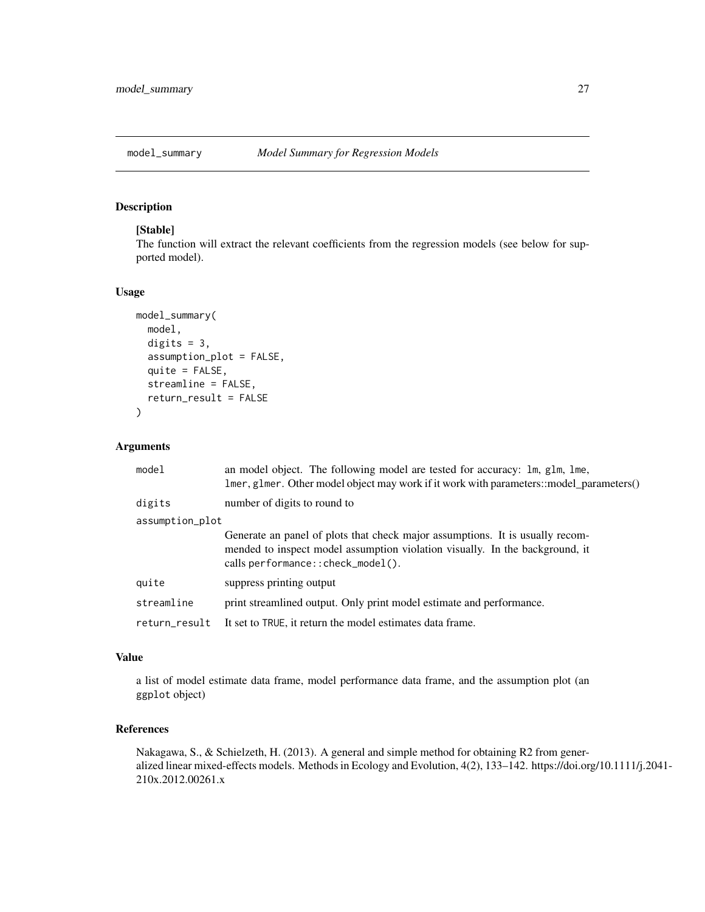# model_summary — *Model Summary for Regression Models*

## Description

**[Stable]**
The function will extract the relevant coefficients from the regression models (see below for supported model).

## Usage

```
model_summary(
  model,
  digits = 3,
  assumption_plot = FALSE,
  quite = FALSE,
  streamline = FALSE,
  return_result = FALSE
)
```

## Arguments

| | |
|---|---|
| `model` | an model object. The following model are tested for accuracy: `lm`, `glm`, `lme`, `lmer`, `glmer`. Other model object may work if it work with parameters::model_parameters() |
| `digits` | number of digits to round to |
| `assumption_plot` | Generate an panel of plots that check major assumptions. It is usually recommended to inspect model assumption violation visually. In the background, it calls `performance::check_model()`. |
| `quite` | suppress printing output |
| `streamline` | print streamlined output. Only print model estimate and performance. |
| `return_result` | It set to `TRUE`, it return the model estimates data frame. |

## Value

a list of model estimate data frame, model performance data frame, and the assumption plot (an `ggplot` object)

## References

Nakagawa, S., & Schielzeth, H. (2013). A general and simple method for obtaining R2 from generalized linear mixed-effects models. Methods in Ecology and Evolution, 4(2), 133–142. https://doi.org/10.1111/j.2041-210x.2012.00261.x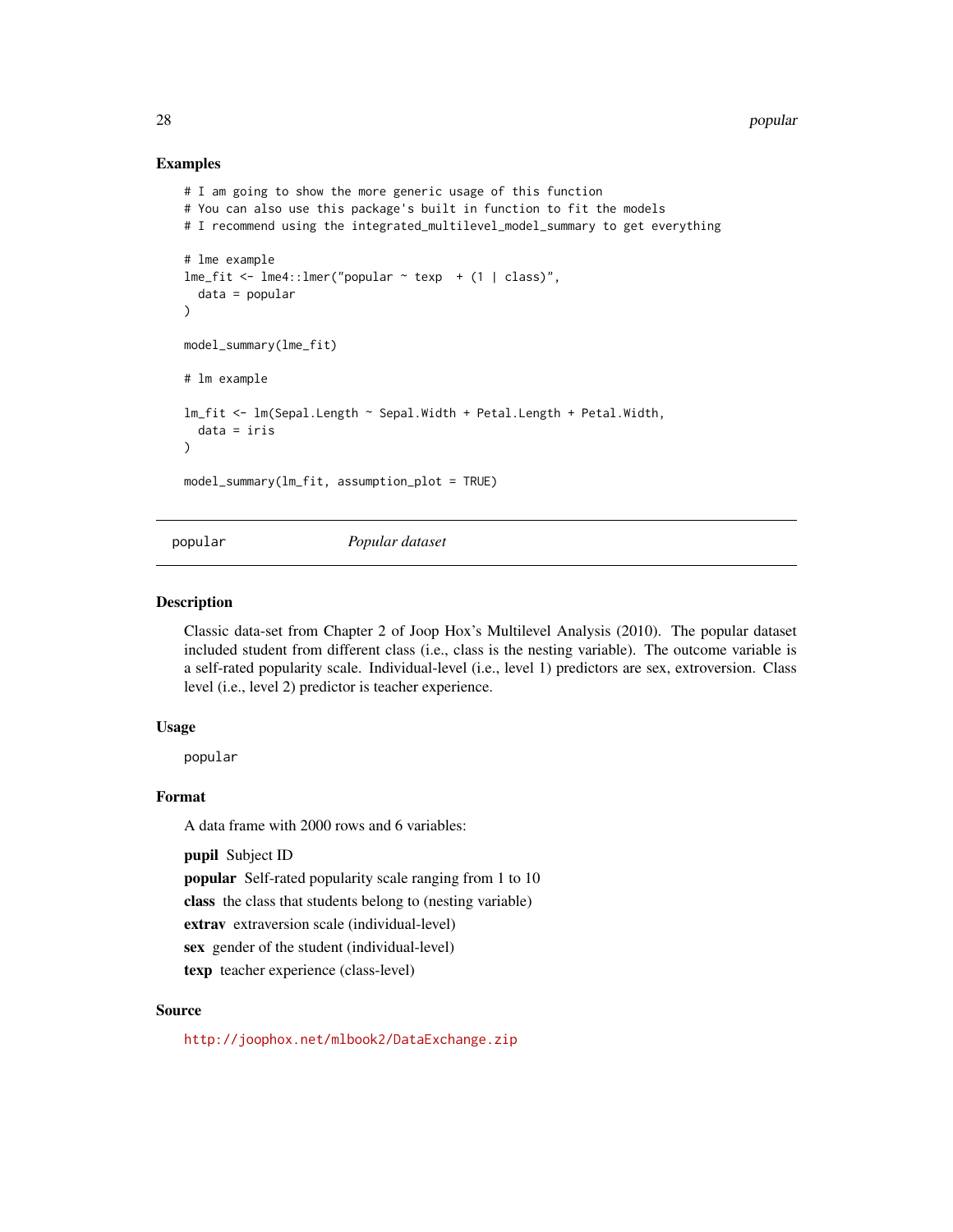## Examples

```
# I am going to show the more generic usage of this function
# You can also use this package's built in function to fit the models
# I recommend using the integrated_multilevel_model_summary to get everything

# lme example
lme_fit <- lme4::lmer("popular ~ texp  + (1 | class)",
  data = popular
)

model_summary(lme_fit)

# lm example

lm_fit <- lm(Sepal.Length ~ Sepal.Width + Petal.Length + Petal.Width,
  data = iris
)

model_summary(lm_fit, assumption_plot = TRUE)
```

---

`popular` *Popular dataset*

---

## Description

Classic data-set from Chapter 2 of Joop Hox's Multilevel Analysis (2010). The popular dataset included student from different class (i.e., class is the nesting variable). The outcome variable is a self-rated popularity scale. Individual-level (i.e., level 1) predictors are sex, extroversion. Class level (i.e., level 2) predictor is teacher experience.

## Usage

```
popular
```

## Format

A data frame with 2000 rows and 6 variables:

**pupil** Subject ID

**popular** Self-rated popularity scale ranging from 1 to 10

**class** the class that students belong to (nesting variable)

**extrav** extraversion scale (individual-level)

**sex** gender of the student (individual-level)

**texp** teacher experience (class-level)

## Source

http://joophox.net/mlbook2/DataExchange.zip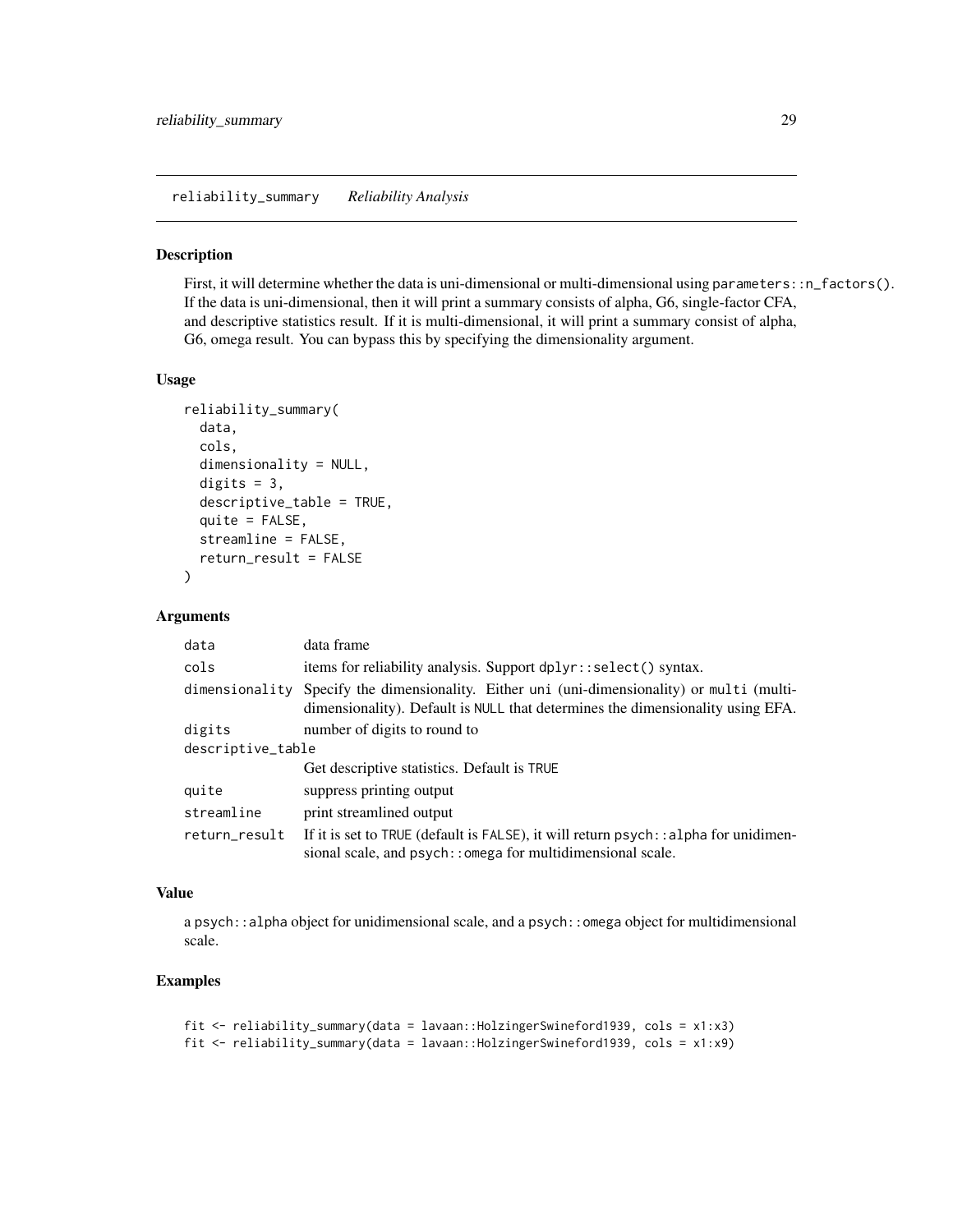# reliability_summary    *Reliability Analysis*

## Description

First, it will determine whether the data is uni-dimensional or multi-dimensional using `parameters::n_factors()`. If the data is uni-dimensional, then it will print a summary consists of alpha, G6, single-factor CFA, and descriptive statistics result. If it is multi-dimensional, it will print a summary consist of alpha, G6, omega result. You can bypass this by specifying the dimensionality argument.

## Usage

```
reliability_summary(
  data,
  cols,
  dimensionality = NULL,
  digits = 3,
  descriptive_table = TRUE,
  quite = FALSE,
  streamline = FALSE,
  return_result = FALSE
)
```

## Arguments

| | |
|---|---|
| `data` | data frame |
| `cols` | items for reliability analysis. Support `dplyr::select()` syntax. |
| `dimensionality` | Specify the dimensionality. Either `uni` (uni-dimensionality) or `multi` (multi-dimensionality). Default is `NULL` that determines the dimensionality using EFA. |
| `digits` | number of digits to round to |
| `descriptive_table` | Get descriptive statistics. Default is `TRUE` |
| `quite` | suppress printing output |
| `streamline` | print streamlined output |
| `return_result` | If it is set to `TRUE` (default is `FALSE`), it will return `psych::alpha` for unidimensional scale, and `psych::omega` for multidimensional scale. |

## Value

a `psych::alpha` object for unidimensional scale, and a `psych::omega` object for multidimensional scale.

## Examples

```
fit <- reliability_summary(data = lavaan::HolzingerSwineford1939, cols = x1:x3)
fit <- reliability_summary(data = lavaan::HolzingerSwineford1939, cols = x1:x9)
```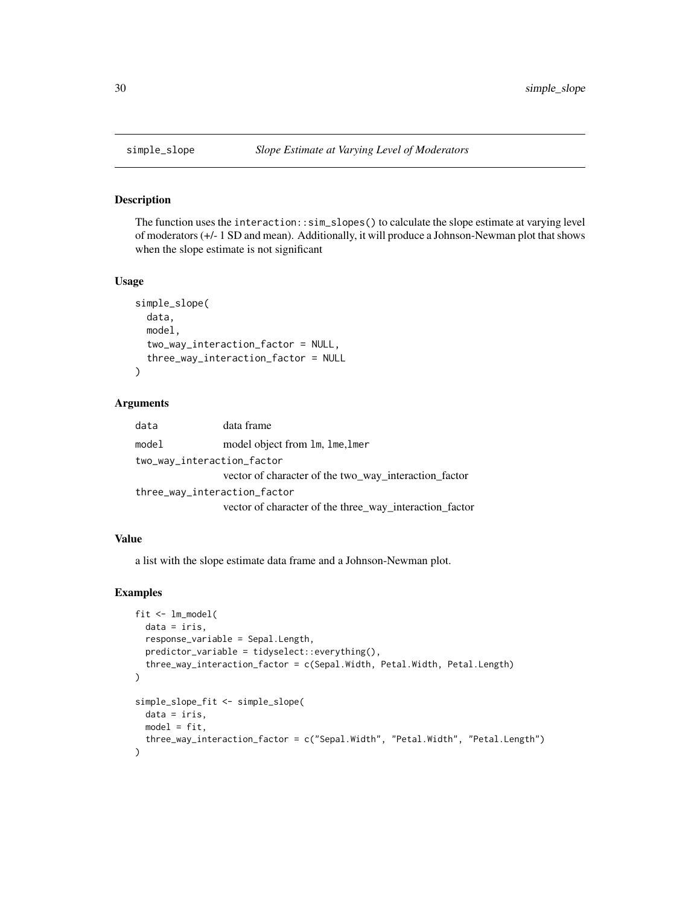# simple_slope — *Slope Estimate at Varying Level of Moderators*

## Description

The function uses the `interaction::sim_slopes()` to calculate the slope estimate at varying level of moderators (+/- 1 SD and mean). Additionally, it will produce a Johnson-Newman plot that shows when the slope estimate is not significant

## Usage

```
simple_slope(
  data,
  model,
  two_way_interaction_factor = NULL,
  three_way_interaction_factor = NULL
)
```

## Arguments

| Argument | Description |
|---|---|
| `data` | data frame |
| `model` | model object from `lm`, `lme`,`lmer` |
| `two_way_interaction_factor` | vector of character of the two_way_interaction_factor |
| `three_way_interaction_factor` | vector of character of the three_way_interaction_factor |

## Value

a list with the slope estimate data frame and a Johnson-Newman plot.

## Examples

```
fit <- lm_model(
  data = iris,
  response_variable = Sepal.Length,
  predictor_variable = tidyselect::everything(),
  three_way_interaction_factor = c(Sepal.Width, Petal.Width, Petal.Length)
)

simple_slope_fit <- simple_slope(
  data = iris,
  model = fit,
  three_way_interaction_factor = c("Sepal.Width", "Petal.Width", "Petal.Length")
)
```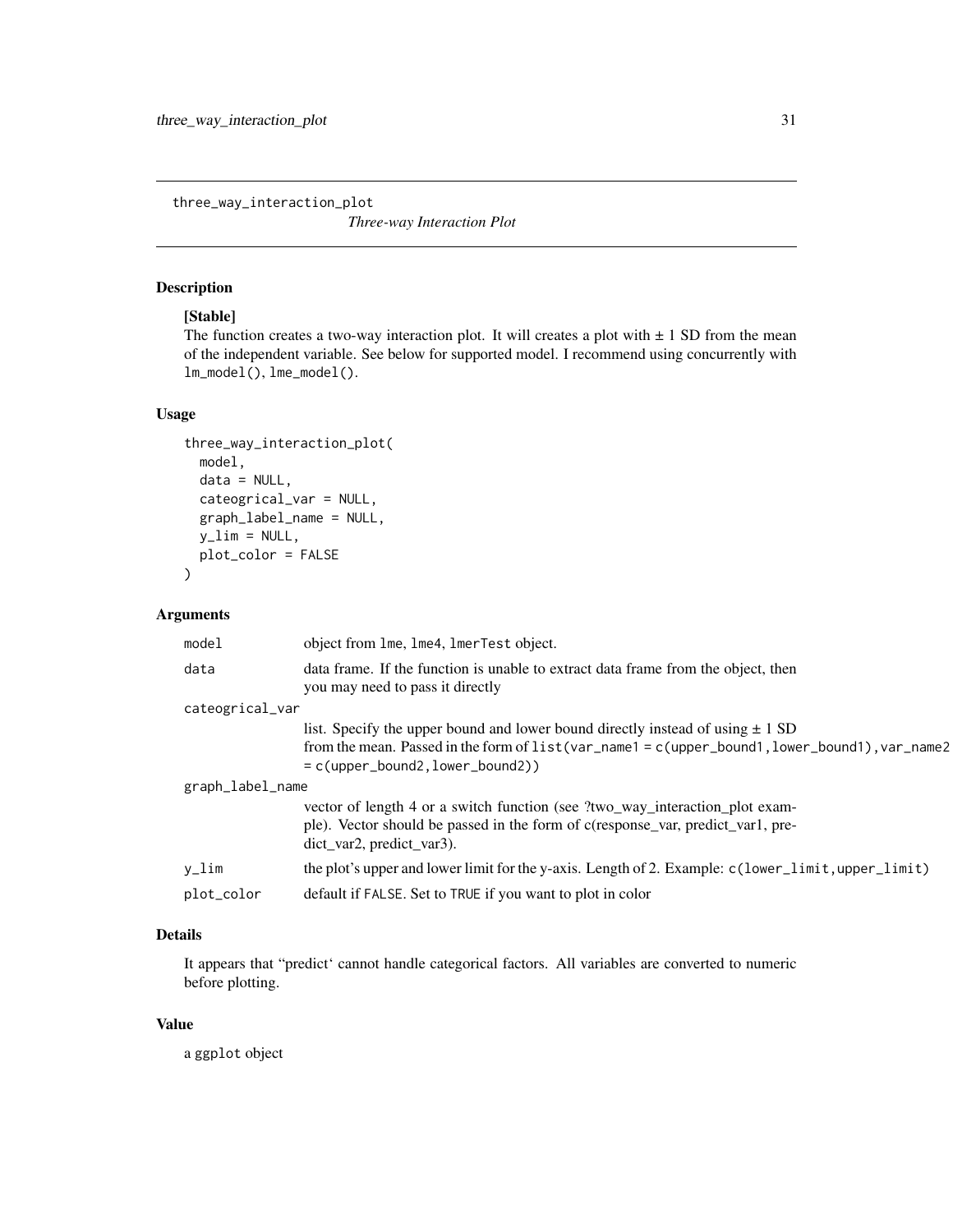three_way_interaction_plot

*Three-way Interaction Plot*

## Description

**[Stable]**
The function creates a two-way interaction plot. It will creates a plot with ± 1 SD from the mean of the independent variable. See below for supported model. I recommend using concurrently with `lm_model()`, `lme_model()`.

## Usage

```
three_way_interaction_plot(
  model,
  data = NULL,
  cateogrical_var = NULL,
  graph_label_name = NULL,
  y_lim = NULL,
  plot_color = FALSE
)
```

## Arguments

| Argument | Description |
|---|---|
| `model` | object from `lme`, `lme4`, `lmerTest` object. |
| `data` | data frame. If the function is unable to extract data frame from the object, then you may need to pass it directly |
| `cateogrical_var` | list. Specify the upper bound and lower bound directly instead of using ± 1 SD from the mean. Passed in the form of `list(var_name1 = c(upper_bound1,lower_bound1),var_name2 = c(upper_bound2,lower_bound2))` |
| `graph_label_name` | vector of length 4 or a switch function (see ?two_way_interaction_plot example). Vector should be passed in the form of c(response_var, predict_var1, predict_var2, predict_var3). |
| `y_lim` | the plot's upper and lower limit for the y-axis. Length of 2. Example: `c(lower_limit,upper_limit)` |
| `plot_color` | default if `FALSE`. Set to `TRUE` if you want to plot in color |

## Details

It appears that "predict' cannot handle categorical factors. All variables are converted to numeric before plotting.

## Value

a `ggplot` object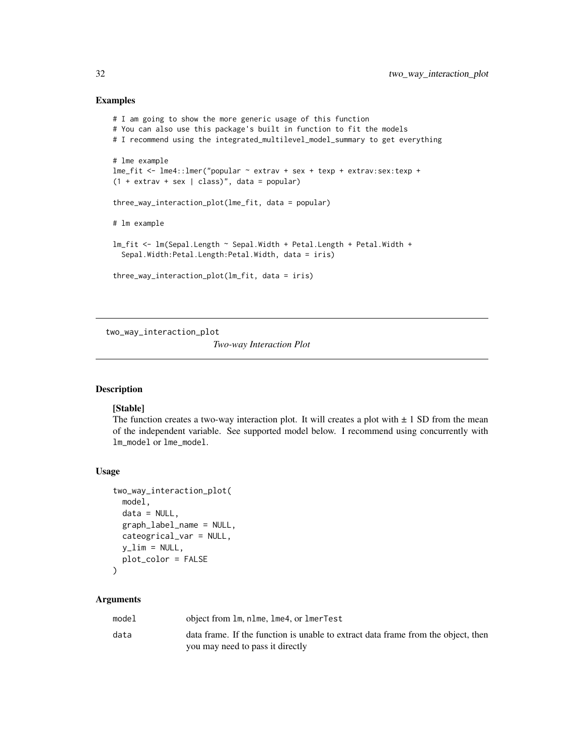## Examples

```
# I am going to show the more generic usage of this function
# You can also use this package's built in function to fit the models
# I recommend using the integrated_multilevel_model_summary to get everything

# lme example
lme_fit <- lme4::lmer("popular ~ extrav + sex + texp + extrav:sex:texp +
(1 + extrav + sex | class)", data = popular)

three_way_interaction_plot(lme_fit, data = popular)

# lm example

lm_fit <- lm(Sepal.Length ~ Sepal.Width + Petal.Length + Petal.Width +
  Sepal.Width:Petal.Length:Petal.Width, data = iris)

three_way_interaction_plot(lm_fit, data = iris)
```

---

# two_way_interaction_plot

*Two-way Interaction Plot*

---

## Description

**[Stable]**
The function creates a two-way interaction plot. It will creates a plot with ± 1 SD from the mean of the independent variable. See supported model below. I recommend using concurrently with `lm_model` or `lme_model`.

## Usage

```
two_way_interaction_plot(
  model,
  data = NULL,
  graph_label_name = NULL,
  cateogrical_var = NULL,
  y_lim = NULL,
  plot_color = FALSE
)
```

## Arguments

| | |
|---|---|
| `model` | object from `lm`, `nlme`, `lme4`, or `lmerTest` |
| `data` | data frame. If the function is unable to extract data frame from the object, then you may need to pass it directly |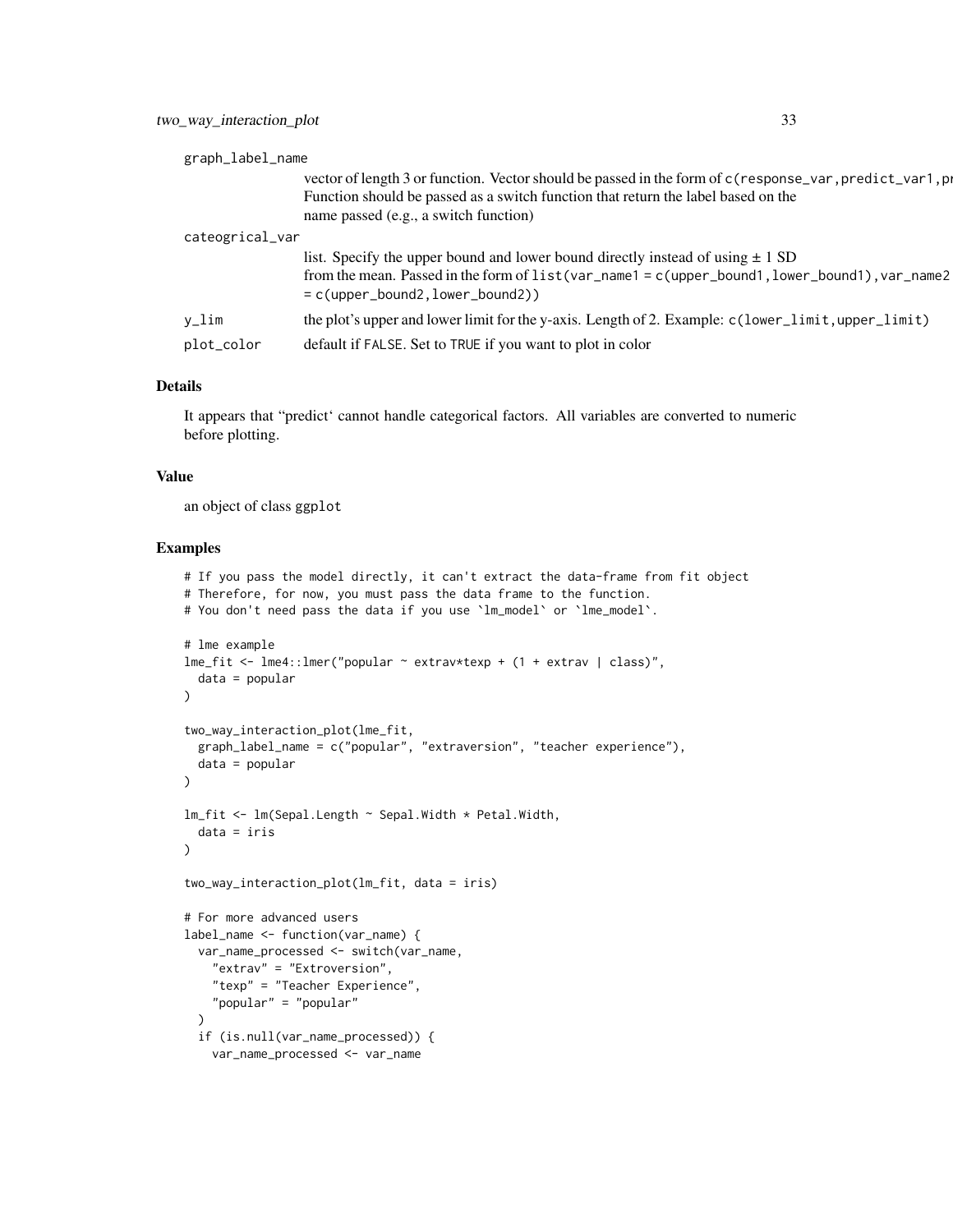graph_label_name
: vector of length 3 or function. Vector should be passed in the form of `c(response_var,predict_var1,pr`
Function should be passed as a switch function that return the label based on the name passed (e.g., a switch function)

cateogrical_var
: list. Specify the upper bound and lower bound directly instead of using ± 1 SD from the mean. Passed in the form of `list(var_name1 = c(upper_bound1,lower_bound1),var_name2 = c(upper_bound2,lower_bound2))`

y_lim
: the plot's upper and lower limit for the y-axis. Length of 2. Example: `c(lower_limit,upper_limit)`

plot_color
: default if `FALSE`. Set to `TRUE` if you want to plot in color

## Details

It appears that "predict' cannot handle categorical factors. All variables are converted to numeric before plotting.

## Value

an object of class `ggplot`

## Examples

```
# If you pass the model directly, it can't extract the data-frame from fit object
# Therefore, for now, you must pass the data frame to the function.
# You don't need pass the data if you use `lm_model` or `lme_model`.

# lme example
lme_fit <- lme4::lmer("popular ~ extrav*texp + (1 + extrav | class)",
  data = popular
)

two_way_interaction_plot(lme_fit,
  graph_label_name = c("popular", "extraversion", "teacher experience"),
  data = popular
)

lm_fit <- lm(Sepal.Length ~ Sepal.Width * Petal.Width,
  data = iris
)

two_way_interaction_plot(lm_fit, data = iris)

# For more advanced users
label_name <- function(var_name) {
  var_name_processed <- switch(var_name,
    "extrav" = "Extroversion",
    "texp" = "Teacher Experience",
    "popular" = "popular"
  )
  if (is.null(var_name_processed)) {
    var_name_processed <- var_name
```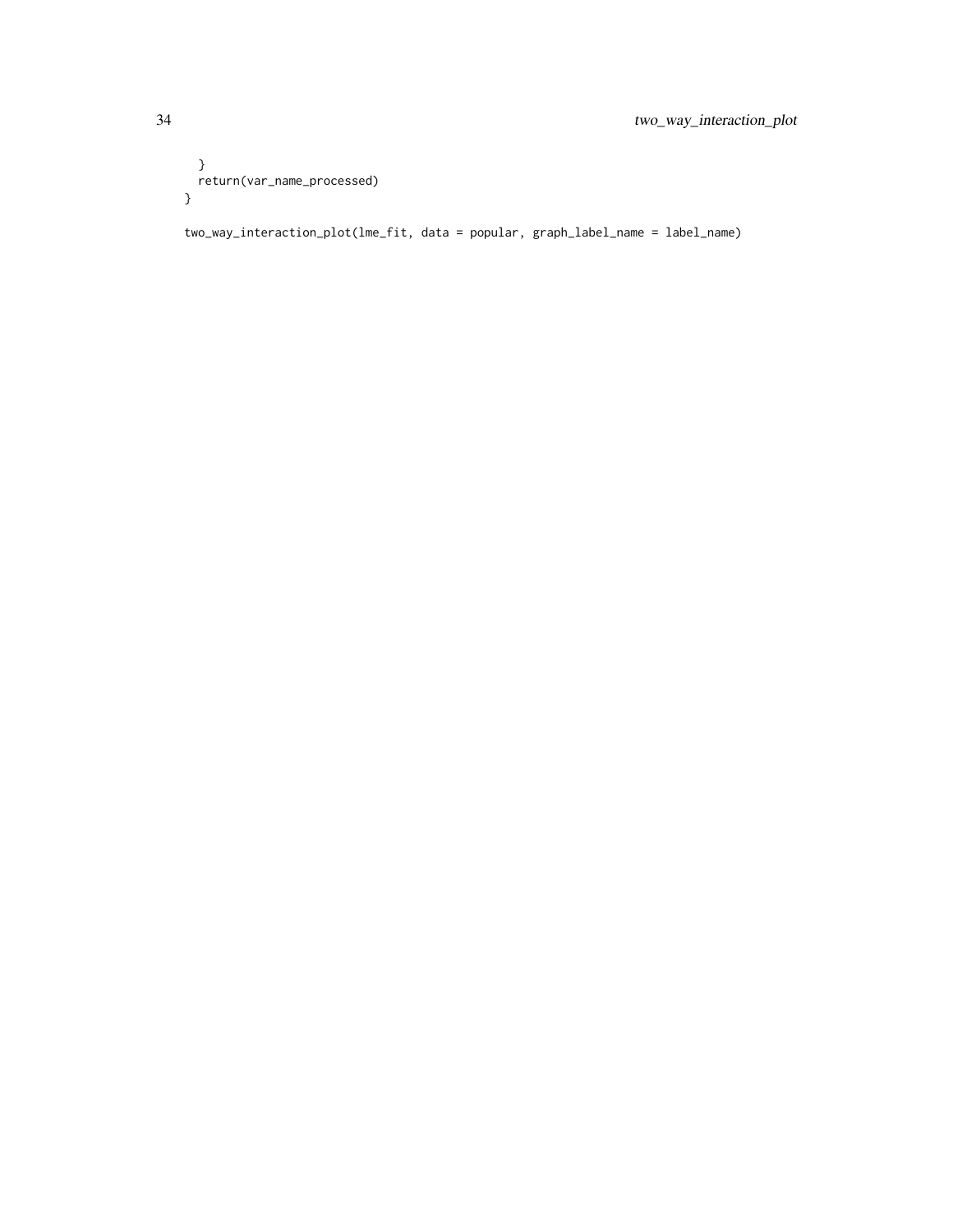```
  }
  return(var_name_processed)
}

two_way_interaction_plot(lme_fit, data = popular, graph_label_name = label_name)
```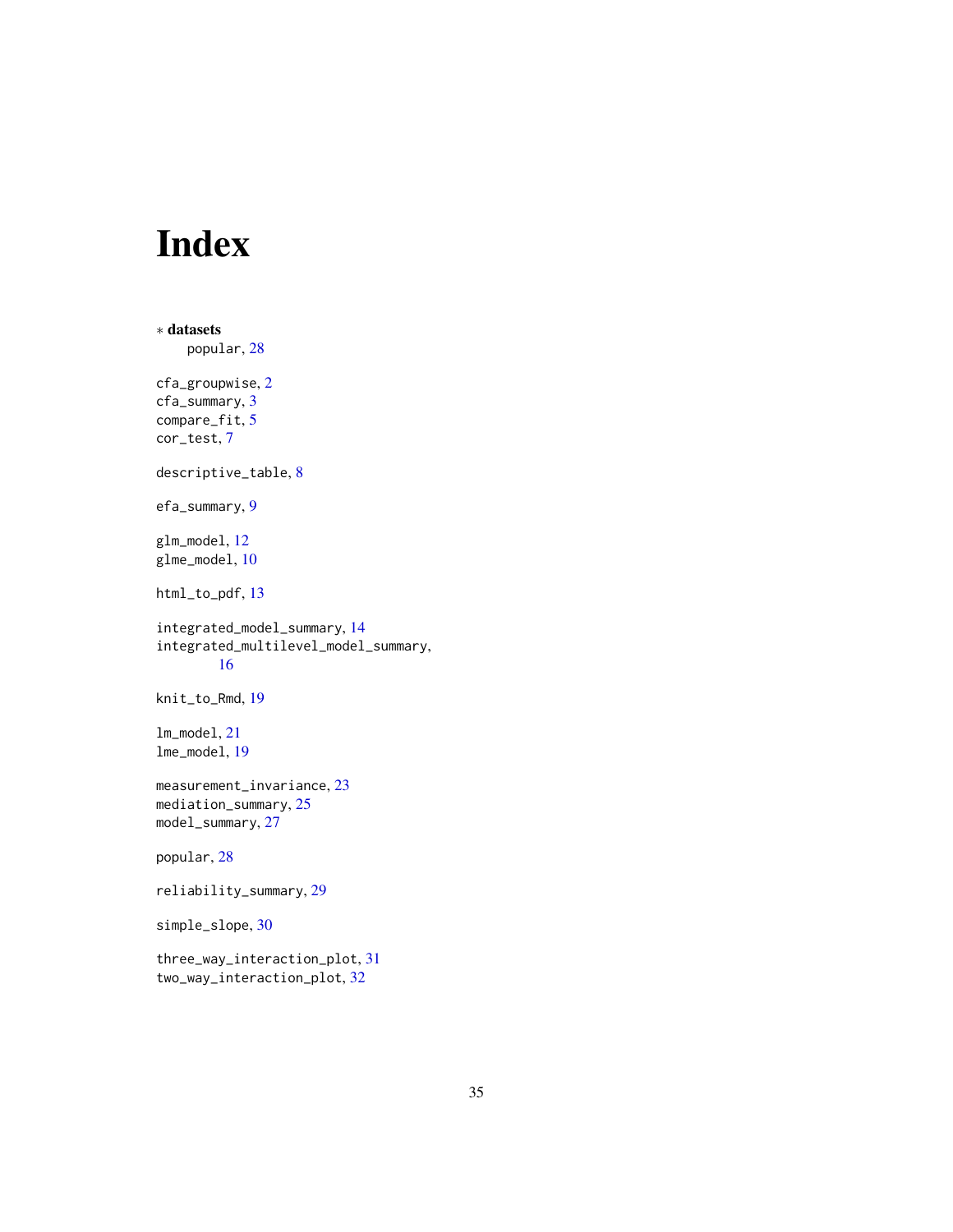# Index

∗ **datasets**
    popular, 28

cfa_groupwise, 2
cfa_summary, 3
compare_fit, 5
cor_test, 7

descriptive_table, 8

efa_summary, 9

glm_model, 12
glme_model, 10

html_to_pdf, 13

integrated_model_summary, 14
integrated_multilevel_model_summary,
        16

knit_to_Rmd, 19

lm_model, 21
lme_model, 19

measurement_invariance, 23
mediation_summary, 25
model_summary, 27

popular, 28

reliability_summary, 29

simple_slope, 30

three_way_interaction_plot, 31
two_way_interaction_plot, 32